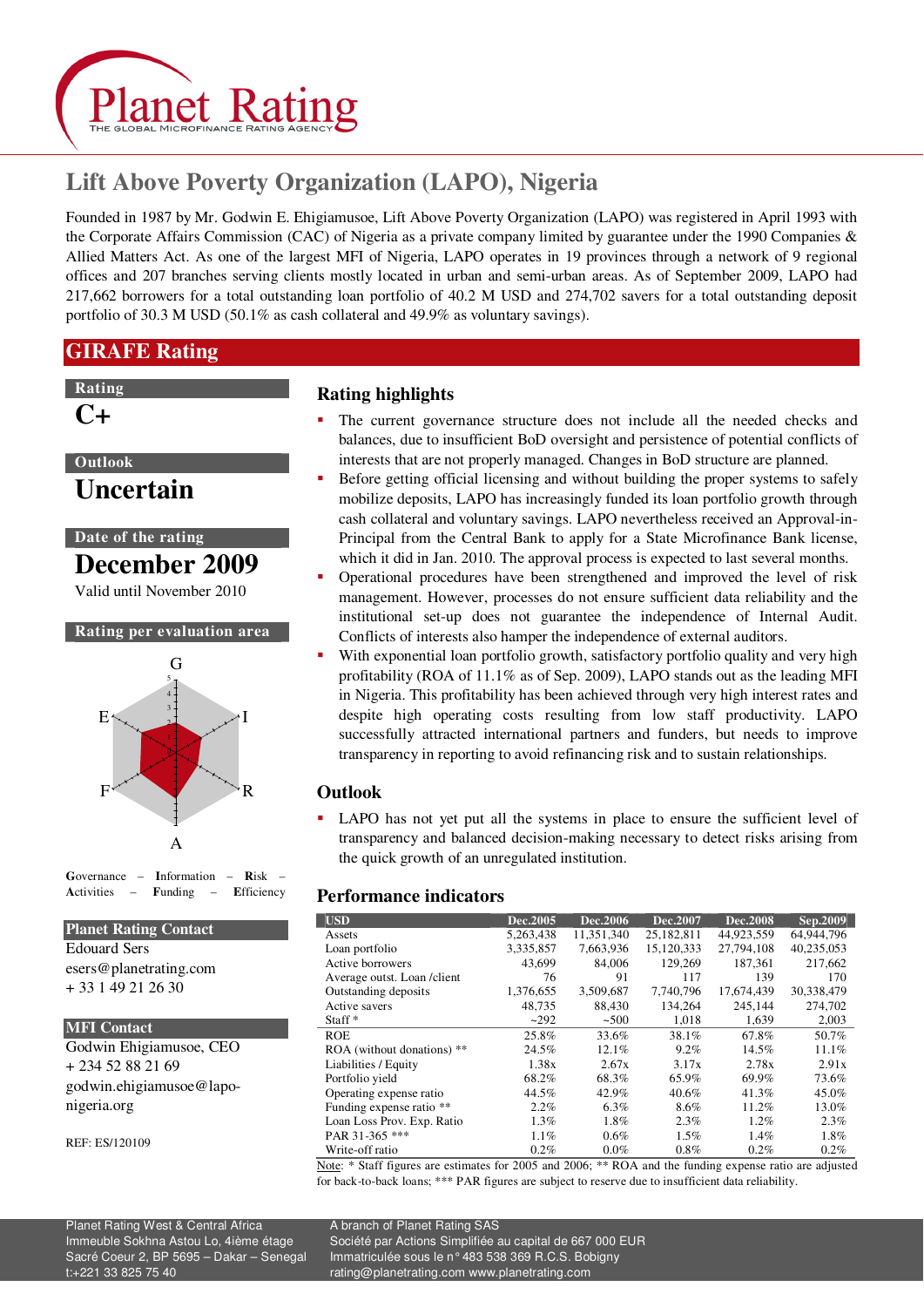# Lift Above Poverty Organization (LAPO), Nigeria

Founded in 1987 by Mr. Godwin E. Ehigiamusoe, Lift Above Poverty Organization (LAPO) was registered in April 1993 with the Corporate Affairs Commission (CAC) of Nigeria as a private company limited by guarantee under the 1990 Companies & Allied Matters Act. As one of the largest MFI of Nigeria, LAPO operates in 19 provinces through a network of 9 regional offices and 207 branches serving clients mostly located in urban and semi-urban areas. As of September 2009, LAPO had 217,662 borrowers for a total outstanding loan portfolio of 40.2 M USD and 274,702 savers for a total outstanding deposit portfolio of 30.3 M USD (50.1% as cash collateral and 49.9% as voluntary savings).

## GIRAFE Rating

**Rating**

C+

**Outlook**

Uncertain

**Date of the rating**

December 2009

Valid until November 2010

**Rating per evaluation area**

Governance – Information – Risk – Activities – Funding – Efficiency

**Planet Rating Contact**

Edouard Sers
esers@planetrating.com
+ 33 1 49 21 26 30

**MFI Contact**

Godwin Ehigiamusoe, CEO
+ 234 52 88 21 69
godwin.ehigiamusoe@lapo-nigeria.org

REF: ES/120109

### Rating highlights

- The current governance structure does not include all the needed checks and balances, due to insufficient BoD oversight and persistence of potential conflicts of interests that are not properly managed. Changes in BoD structure are planned.
- Before getting official licensing and without building the proper systems to safely mobilize deposits, LAPO has increasingly funded its loan portfolio growth through cash collateral and voluntary savings. LAPO nevertheless received an Approval-in-Principal from the Central Bank to apply for a State Microfinance Bank license, which it did in Jan. 2010. The approval process is expected to last several months.
- Operational procedures have been strengthened and improved the level of risk management. However, processes do not ensure sufficient data reliability and the institutional set-up does not guarantee the independence of Internal Audit. Conflicts of interests also hamper the independence of external auditors.
- With exponential loan portfolio growth, satisfactory portfolio quality and very high profitability (ROA of 11.1% as of Sep. 2009), LAPO stands out as the leading MFI in Nigeria. This profitability has been achieved through very high interest rates and despite high operating costs resulting from low staff productivity. LAPO successfully attracted international partners and funders, but needs to improve transparency in reporting to avoid refinancing risk and to sustain relationships.

### Outlook

- LAPO has not yet put all the systems in place to ensure the sufficient level of transparency and balanced decision-making necessary to detect risks arising from the quick growth of an unregulated institution.

### Performance indicators

| USD | Dec.2005 | Dec.2006 | Dec.2007 | Dec.2008 | Sep.2009 |
|---|---|---|---|---|---|
| Assets | 5,263,438 | 11,351,340 | 25,182,811 | 44,923,559 | 64,944,796 |
| Loan portfolio | 3,335,857 | 7,663,936 | 15,120,333 | 27,794,108 | 40,235,053 |
| Active borrowers | 43,699 | 84,006 | 129,269 | 187,361 | 217,662 |
| Average outst. Loan /client | 76 | 91 | 117 | 139 | 170 |
| Outstanding deposits | 1,376,655 | 3,509,687 | 7,740,796 | 17,674,439 | 30,338,479 |
| Active savers | 48,735 | 88,430 | 134,264 | 245,144 | 274,702 |
| Staff * | ~292 | ~500 | 1,018 | 1,639 | 2,003 |
| ROE | 25.8% | 33.6% | 38.1% | 67.8% | 50.7% |
| ROA (without donations) ** | 24.5% | 12.1% | 9.2% | 14.5% | 11.1% |
| Liabilities / Equity | 1.38x | 2.67x | 3.17x | 2.78x | 2.91x |
| Portfolio yield | 68.2% | 68.3% | 65.9% | 69.9% | 73.6% |
| Operating expense ratio | 44.5% | 42.9% | 40.6% | 41.3% | 45.0% |
| Funding expense ratio ** | 2.2% | 6.3% | 8.6% | 11.2% | 13.0% |
| Loan Loss Prov. Exp. Ratio | 1.3% | 1.8% | 2.3% | 1.2% | 2.3% |
| PAR 31-365 *** | 1.1% | 0.6% | 1.5% | 1.4% | 1.8% |
| Write-off ratio | 0.2% | 0.0% | 0.8% | 0.2% | 0.2% |

Note: * Staff figures are estimates for 2005 and 2006; ** ROA and the funding expense ratio are adjusted for back-to-back loans; *** PAR figures are subject to reserve due to insufficient data reliability.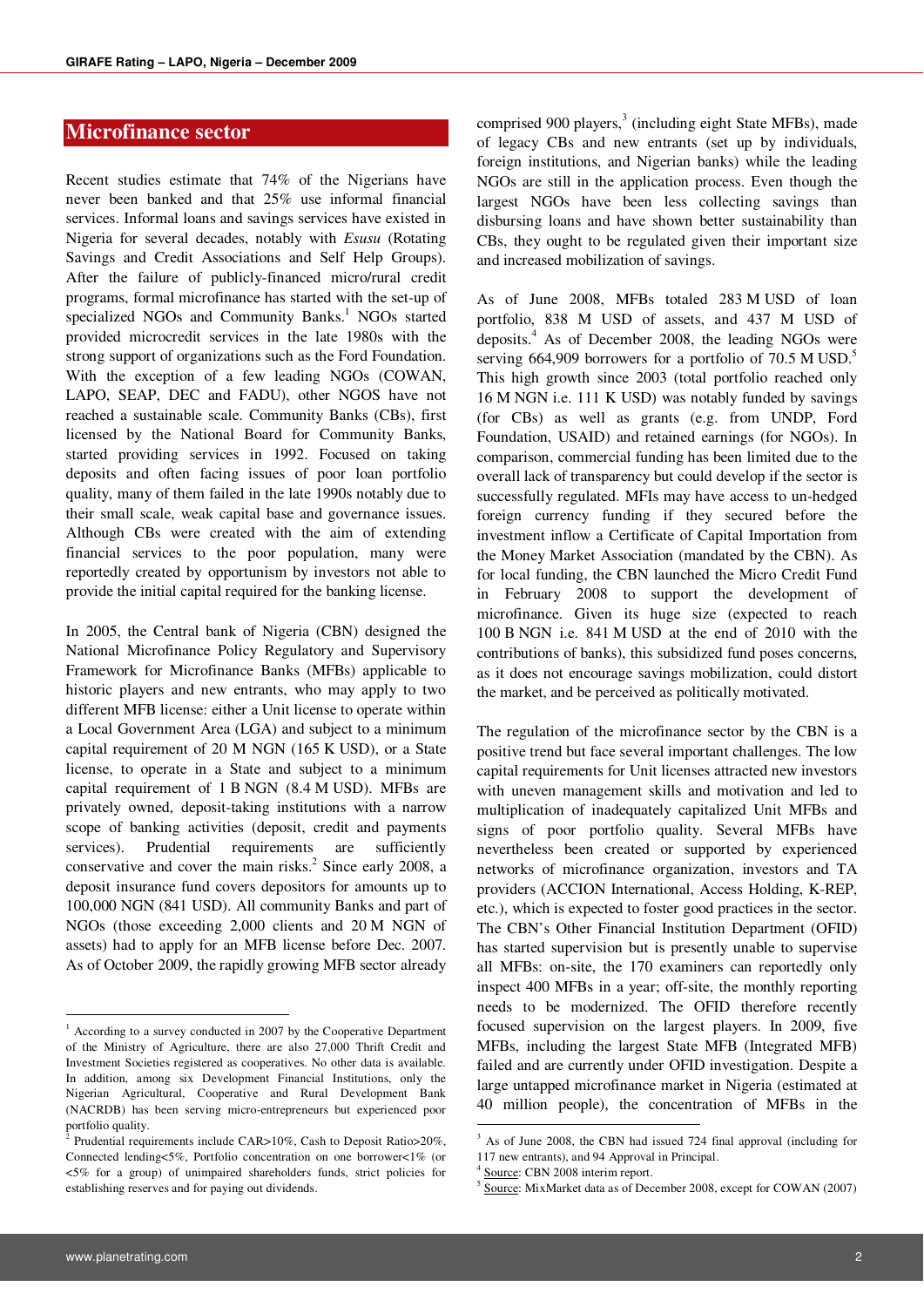## Microfinance sector

Recent studies estimate that 74% of the Nigerians have never been banked and that 25% use informal financial services. Informal loans and savings services have existed in Nigeria for several decades, notably with *Esusu* (Rotating Savings and Credit Associations and Self Help Groups). After the failure of publicly-financed micro/rural credit programs, formal microfinance has started with the set-up of specialized NGOs and Community Banks.[1] NGOs started provided microcredit services in the late 1980s with the strong support of organizations such as the Ford Foundation. With the exception of a few leading NGOs (COWAN, LAPO, SEAP, DEC and FADU), other NGOS have not reached a sustainable scale. Community Banks (CBs), first licensed by the National Board for Community Banks, started providing services in 1992. Focused on taking deposits and often facing issues of poor loan portfolio quality, many of them failed in the late 1990s notably due to their small scale, weak capital base and governance issues. Although CBs were created with the aim of extending financial services to the poor population, many were reportedly created by opportunism by investors not able to provide the initial capital required for the banking license.

In 2005, the Central bank of Nigeria (CBN) designed the National Microfinance Policy Regulatory and Supervisory Framework for Microfinance Banks (MFBs) applicable to historic players and new entrants, who may apply to two different MFB license: either a Unit license to operate within a Local Government Area (LGA) and subject to a minimum capital requirement of 20 M NGN (165 K USD), or a State license, to operate in a State and subject to a minimum capital requirement of 1 B NGN (8.4 M USD). MFBs are privately owned, deposit-taking institutions with a narrow scope of banking activities (deposit, credit and payments services). Prudential requirements are sufficiently conservative and cover the main risks.[2] Since early 2008, a deposit insurance fund covers depositors for amounts up to 100,000 NGN (841 USD). All community Banks and part of NGOs (those exceeding 2,000 clients and 20 M NGN of assets) had to apply for an MFB license before Dec. 2007. As of October 2009, the rapidly growing MFB sector already comprised 900 players,[3] (including eight State MFBs), made of legacy CBs and new entrants (set up by individuals, foreign institutions, and Nigerian banks) while the leading NGOs are still in the application process. Even though the largest NGOs have been less collecting savings than disbursing loans and have shown better sustainability than CBs, they ought to be regulated given their important size and increased mobilization of savings.

As of June 2008, MFBs totaled 283 M USD of loan portfolio, 838 M USD of assets, and 437 M USD of deposits.[4] As of December 2008, the leading NGOs were serving 664,909 borrowers for a portfolio of 70.5 M USD.[5] This high growth since 2003 (total portfolio reached only 16 M NGN i.e. 111 K USD) was notably funded by savings (for CBs) as well as grants (e.g. from UNDP, Ford Foundation, USAID) and retained earnings (for NGOs). In comparison, commercial funding has been limited due to the overall lack of transparency but could develop if the sector is successfully regulated. MFIs may have access to un-hedged foreign currency funding if they secured before the investment inflow a Certificate of Capital Importation from the Money Market Association (mandated by the CBN). As for local funding, the CBN launched the Micro Credit Fund in February 2008 to support the development of microfinance. Given its huge size (expected to reach 100 B NGN i.e. 841 M USD at the end of 2010 with the contributions of banks), this subsidized fund poses concerns, as it does not encourage savings mobilization, could distort the market, and be perceived as politically motivated.

The regulation of the microfinance sector by the CBN is a positive trend but face several important challenges. The low capital requirements for Unit licenses attracted new investors with uneven management skills and motivation and led to multiplication of inadequately capitalized Unit MFBs and signs of poor portfolio quality. Several MFBs have nevertheless been created or supported by experienced networks of microfinance organization, investors and TA providers (ACCION International, Access Holding, K-REP, etc.), which is expected to foster good practices in the sector. The CBN's Other Financial Institution Department (OFID) has started supervision but is presently unable to supervise all MFBs: on-site, the 170 examiners can reportedly only inspect 400 MFBs in a year; off-site, the monthly reporting needs to be modernized. The OFID therefore recently focused supervision on the largest players. In 2009, five MFBs, including the largest State MFB (Integrated MFB) failed and are currently under OFID investigation. Despite a large untapped microfinance market in Nigeria (estimated at 40 million people), the concentration of MFBs in the

---

[1] According to a survey conducted in 2007 by the Cooperative Department of the Ministry of Agriculture, there are also 27,000 Thrift Credit and Investment Societies registered as cooperatives. No other data is available. In addition, among six Development Financial Institutions, only the Nigerian Agricultural, Cooperative and Rural Development Bank (NACRDB) has been serving micro-entrepreneurs but experienced poor portfolio quality.

[2] Prudential requirements include CAR>10%, Cash to Deposit Ratio>20%, Connected lending<5%, Portfolio concentration on one borrower<1% (or <5% for a group) of unimpaired shareholders funds, strict policies for establishing reserves and for paying out dividends.

[3] As of June 2008, the CBN had issued 724 final approval (including for 117 new entrants), and 94 Approval in Principal.

[4] Source: CBN 2008 interim report.

[5] Source: MixMarket data as of December 2008, except for COWAN (2007)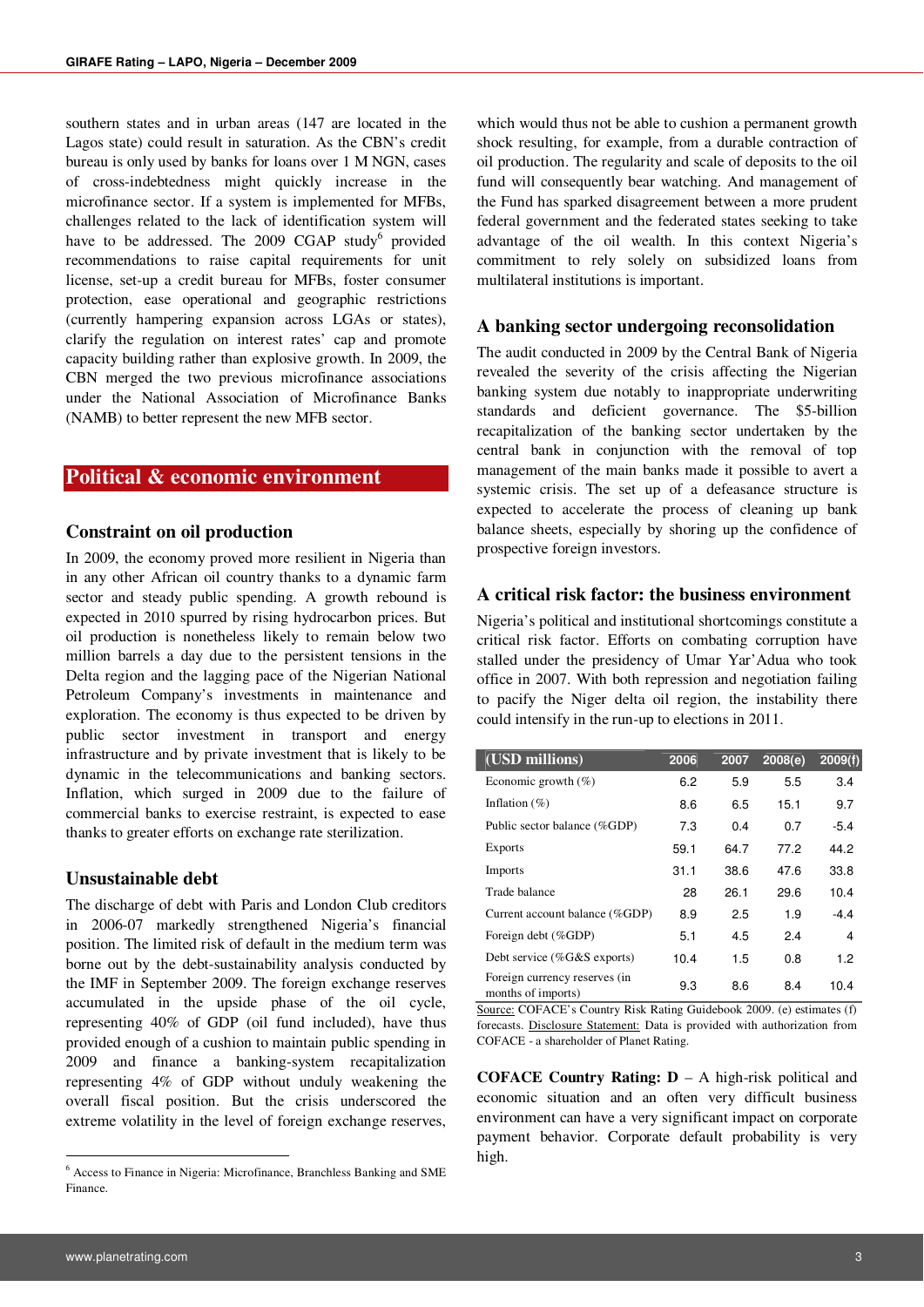southern states and in urban areas (147 are located in the Lagos state) could result in saturation. As the CBN's credit bureau is only used by banks for loans over 1 M NGN, cases of cross-indebtedness might quickly increase in the microfinance sector. If a system is implemented for MFBs, challenges related to the lack of identification system will have to be addressed. The 2009 CGAP study[6] provided recommendations to raise capital requirements for unit license, set-up a credit bureau for MFBs, foster consumer protection, ease operational and geographic restrictions (currently hampering expansion across LGAs or states), clarify the regulation on interest rates' cap and promote capacity building rather than explosive growth. In 2009, the CBN merged the two previous microfinance associations under the National Association of Microfinance Banks (NAMB) to better represent the new MFB sector.

## Political & economic environment

### Constraint on oil production

In 2009, the economy proved more resilient in Nigeria than in any other African oil country thanks to a dynamic farm sector and steady public spending. A growth rebound is expected in 2010 spurred by rising hydrocarbon prices. But oil production is nonetheless likely to remain below two million barrels a day due to the persistent tensions in the Delta region and the lagging pace of the Nigerian National Petroleum Company's investments in maintenance and exploration. The economy is thus expected to be driven by public sector investment in transport and energy infrastructure and by private investment that is likely to be dynamic in the telecommunications and banking sectors. Inflation, which surged in 2009 due to the failure of commercial banks to exercise restraint, is expected to ease thanks to greater efforts on exchange rate sterilization.

### Unsustainable debt

The discharge of debt with Paris and London Club creditors in 2006-07 markedly strengthened Nigeria's financial position. The limited risk of default in the medium term was borne out by the debt-sustainability analysis conducted by the IMF in September 2009. The foreign exchange reserves accumulated in the upside phase of the oil cycle, representing 40% of GDP (oil fund included), have thus provided enough of a cushion to maintain public spending in 2009 and finance a banking-system recapitalization representing 4% of GDP without unduly weakening the overall fiscal position. But the crisis underscored the extreme volatility in the level of foreign exchange reserves, which would thus not be able to cushion a permanent growth shock resulting, for example, from a durable contraction of oil production. The regularity and scale of deposits to the oil fund will consequently bear watching. And management of the Fund has sparked disagreement between a more prudent federal government and the federated states seeking to take advantage of the oil wealth. In this context Nigeria's commitment to rely solely on subsidized loans from multilateral institutions is important.

### A banking sector undergoing reconsolidation

The audit conducted in 2009 by the Central Bank of Nigeria revealed the severity of the crisis affecting the Nigerian banking system due notably to inappropriate underwriting standards and deficient governance. The $5-billion recapitalization of the banking sector undertaken by the central bank in conjunction with the removal of top management of the main banks made it possible to avert a systemic crisis. The set up of a defeasance structure is expected to accelerate the process of cleaning up bank balance sheets, especially by shoring up the confidence of prospective foreign investors.

### A critical risk factor: the business environment

Nigeria's political and institutional shortcomings constitute a critical risk factor. Efforts on combating corruption have stalled under the presidency of Umar Yar'Adua who took office in 2007. With both repression and negotiation failing to pacify the Niger delta oil region, the instability there could intensify in the run-up to elections in 2011.

| (USD millions) | 2006 | 2007 | 2008(e) | 2009(f) |
|---|---|---|---|---|
| Economic growth (%) | 6.2 | 5.9 | 5.5 | 3.4 |
| Inflation (%) | 8.6 | 6.5 | 15.1 | 9.7 |
| Public sector balance (%GDP) | 7.3 | 0.4 | 0.7 | -5.4 |
| Exports | 59.1 | 64.7 | 77.2 | 44.2 |
| Imports | 31.1 | 38.6 | 47.6 | 33.8 |
| Trade balance | 28 | 26.1 | 29.6 | 10.4 |
| Current account balance (%GDP) | 8.9 | 2.5 | 1.9 | -4.4 |
| Foreign debt (%GDP) | 5.1 | 4.5 | 2.4 | 4 |
| Debt service (%G&S exports) | 10.4 | 1.5 | 0.8 | 1.2 |
| Foreign currency reserves (in months of imports) | 9.3 | 8.6 | 8.4 | 10.4 |

Source: COFACE's Country Risk Rating Guidebook 2009. (e) estimates (f) forecasts. Disclosure Statement: Data is provided with authorization from COFACE - a shareholder of Planet Rating.

**COFACE Country Rating: D** – A high-risk political and economic situation and an often very difficult business environment can have a very significant impact on corporate payment behavior. Corporate default probability is very high.

[6] Access to Finance in Nigeria: Microfinance, Branchless Banking and SME Finance.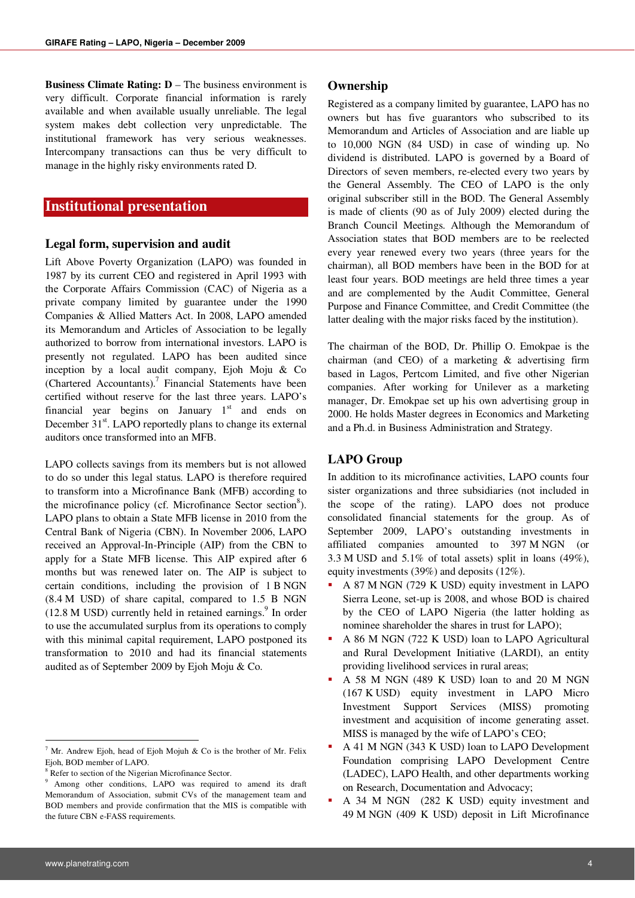**Business Climate Rating: D** – The business environment is very difficult. Corporate financial information is rarely available and when available usually unreliable. The legal system makes debt collection very unpredictable. The institutional framework has very serious weaknesses. Intercompany transactions can thus be very difficult to manage in the highly risky environments rated D.

# Institutional presentation

## Legal form, supervision and audit

Lift Above Poverty Organization (LAPO) was founded in 1987 by its current CEO and registered in April 1993 with the Corporate Affairs Commission (CAC) of Nigeria as a private company limited by guarantee under the 1990 Companies & Allied Matters Act. In 2008, LAPO amended its Memorandum and Articles of Association to be legally authorized to borrow from international investors. LAPO is presently not regulated. LAPO has been audited since inception by a local audit company, Ejoh Moju & Co (Chartered Accountants).[7] Financial Statements have been certified without reserve for the last three years. LAPO's financial year begins on January 1st and ends on December 31st. LAPO reportedly plans to change its external auditors once transformed into an MFB.

LAPO collects savings from its members but is not allowed to do so under this legal status. LAPO is therefore required to transform into a Microfinance Bank (MFB) according to the microfinance policy (cf. Microfinance Sector section[8]). LAPO plans to obtain a State MFB license in 2010 from the Central Bank of Nigeria (CBN). In November 2006, LAPO received an Approval-In-Principle (AIP) from the CBN to apply for a State MFB license. This AIP expired after 6 months but was renewed later on. The AIP is subject to certain conditions, including the provision of 1 B NGN (8.4 M USD) of share capital, compared to 1.5 B NGN (12.8 M USD) currently held in retained earnings.[9] In order to use the accumulated surplus from its operations to comply with this minimal capital requirement, LAPO postponed its transformation to 2010 and had its financial statements audited as of September 2009 by Ejoh Moju & Co.

## Ownership

Registered as a company limited by guarantee, LAPO has no owners but has five guarantors who subscribed to its Memorandum and Articles of Association and are liable up to 10,000 NGN (84 USD) in case of winding up. No dividend is distributed. LAPO is governed by a Board of Directors of seven members, re-elected every two years by the General Assembly. The CEO of LAPO is the only original subscriber still in the BOD. The General Assembly is made of clients (90 as of July 2009) elected during the Branch Council Meetings. Although the Memorandum of Association states that BOD members are to be reelected every year renewed every two years (three years for the chairman), all BOD members have been in the BOD for at least four years. BOD meetings are held three times a year and are complemented by the Audit Committee, General Purpose and Finance Committee, and Credit Committee (the latter dealing with the major risks faced by the institution).

The chairman of the BOD, Dr. Phillip O. Emokpae is the chairman (and CEO) of a marketing & advertising firm based in Lagos, Pertcom Limited, and five other Nigerian companies. After working for Unilever as a marketing manager, Dr. Emokpae set up his own advertising group in 2000. He holds Master degrees in Economics and Marketing and a Ph.d. in Business Administration and Strategy.

## LAPO Group

In addition to its microfinance activities, LAPO counts four sister organizations and three subsidiaries (not included in the scope of the rating). LAPO does not produce consolidated financial statements for the group. As of September 2009, LAPO's outstanding investments in affiliated companies amounted to 397 M NGN (or 3.3 M USD and 5.1% of total assets) split in loans (49%), equity investments (39%) and deposits (12%).

- A 87 M NGN (729 K USD) equity investment in LAPO Sierra Leone, set-up is 2008, and whose BOD is chaired by the CEO of LAPO Nigeria (the latter holding as nominee shareholder the shares in trust for LAPO);
- A 86 M NGN (722 K USD) loan to LAPO Agricultural and Rural Development Initiative (LARDI), an entity providing livelihood services in rural areas;
- A 58 M NGN (489 K USD) loan to and 20 M NGN (167 K USD) equity investment in LAPO Micro Investment Support Services (MISS) promoting investment and acquisition of income generating asset. MISS is managed by the wife of LAPO's CEO;
- A 41 M NGN (343 K USD) loan to LAPO Development Foundation comprising LAPO Development Centre (LADEC), LAPO Health, and other departments working on Research, Documentation and Advocacy;
- A 34 M NGN (282 K USD) equity investment and 49 M NGN (409 K USD) deposit in Lift Microfinance

---

[7] Mr. Andrew Ejoh, head of Ejoh Mojuh & Co is the brother of Mr. Felix Ejoh, BOD member of LAPO.

[8] Refer to section of the Nigerian Microfinance Sector.

[9] Among other conditions, LAPO was required to amend its draft Memorandum of Association, submit CVs of the management team and BOD members and provide confirmation that the MIS is compatible with the future CBN e-FASS requirements.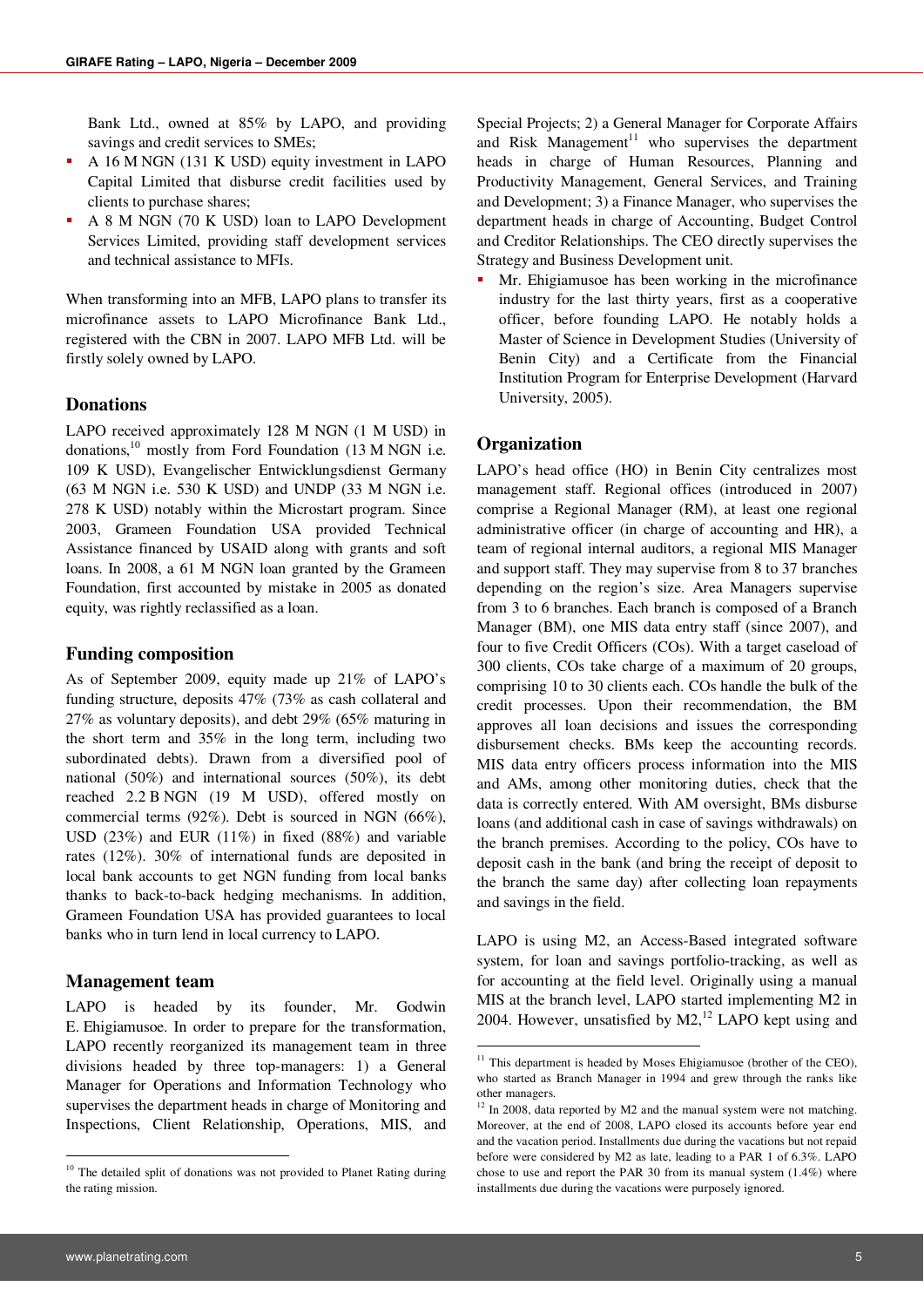Bank Ltd., owned at 85% by LAPO, and providing savings and credit services to SMEs;

- A 16 M NGN (131 K USD) equity investment in LAPO Capital Limited that disburse credit facilities used by clients to purchase shares;
- A 8 M NGN (70 K USD) loan to LAPO Development Services Limited, providing staff development services and technical assistance to MFIs.

When transforming into an MFB, LAPO plans to transfer its microfinance assets to LAPO Microfinance Bank Ltd., registered with the CBN in 2007. LAPO MFB Ltd. will be firstly solely owned by LAPO.

## Donations

LAPO received approximately 128 M NGN (1 M USD) in donations,[10] mostly from Ford Foundation (13 M NGN i.e. 109 K USD), Evangelischer Entwicklungsdienst Germany (63 M NGN i.e. 530 K USD) and UNDP (33 M NGN i.e. 278 K USD) notably within the Microstart program. Since 2003, Grameen Foundation USA provided Technical Assistance financed by USAID along with grants and soft loans. In 2008, a 61 M NGN loan granted by the Grameen Foundation, first accounted by mistake in 2005 as donated equity, was rightly reclassified as a loan.

## Funding composition

As of September 2009, equity made up 21% of LAPO's funding structure, deposits 47% (73% as cash collateral and 27% as voluntary deposits), and debt 29% (65% maturing in the short term and 35% in the long term, including two subordinated debts). Drawn from a diversified pool of national (50%) and international sources (50%), its debt reached 2.2 B NGN (19 M USD), offered mostly on commercial terms (92%). Debt is sourced in NGN (66%), USD (23%) and EUR (11%) in fixed (88%) and variable rates (12%). 30% of international funds are deposited in local bank accounts to get NGN funding from local banks thanks to back-to-back hedging mechanisms. In addition, Grameen Foundation USA has provided guarantees to local banks who in turn lend in local currency to LAPO.

## Management team

LAPO is headed by its founder, Mr. Godwin E. Ehigiamusoe. In order to prepare for the transformation, LAPO recently reorganized its management team in three divisions headed by three top-managers: 1) a General Manager for Operations and Information Technology who supervises the department heads in charge of Monitoring and Inspections, Client Relationship, Operations, MIS, and Special Projects; 2) a General Manager for Corporate Affairs and Risk Management[11] who supervises the department heads in charge of Human Resources, Planning and Productivity Management, General Services, and Training and Development; 3) a Finance Manager, who supervises the department heads in charge of Accounting, Budget Control and Creditor Relationships. The CEO directly supervises the Strategy and Business Development unit.

- Mr. Ehigiamusoe has been working in the microfinance industry for the last thirty years, first as a cooperative officer, before founding LAPO. He notably holds a Master of Science in Development Studies (University of Benin City) and a Certificate from the Financial Institution Program for Enterprise Development (Harvard University, 2005).

## Organization

LAPO's head office (HO) in Benin City centralizes most management staff. Regional offices (introduced in 2007) comprise a Regional Manager (RM), at least one regional administrative officer (in charge of accounting and HR), a team of regional internal auditors, a regional MIS Manager and support staff. They may supervise from 8 to 37 branches depending on the region's size. Area Managers supervise from 3 to 6 branches. Each branch is composed of a Branch Manager (BM), one MIS data entry staff (since 2007), and four to five Credit Officers (COs). With a target caseload of 300 clients, COs take charge of a maximum of 20 groups, comprising 10 to 30 clients each. COs handle the bulk of the credit processes. Upon their recommendation, the BM approves all loan decisions and issues the corresponding disbursement checks. BMs keep the accounting records. MIS data entry officers process information into the MIS and AMs, among other monitoring duties, check that the data is correctly entered. With AM oversight, BMs disburse loans (and additional cash in case of savings withdrawals) on the branch premises. According to the policy, COs have to deposit cash in the bank (and bring the receipt of deposit to the branch the same day) after collecting loan repayments and savings in the field.

LAPO is using M2, an Access-Based integrated software system, for loan and savings portfolio-tracking, as well as for accounting at the field level. Originally using a manual MIS at the branch level, LAPO started implementing M2 in 2004. However, unsatisfied by M2,[12] LAPO kept using and

---

[10] The detailed split of donations was not provided to Planet Rating during the rating mission.

[11] This department is headed by Moses Ehigiamusoe (brother of the CEO), who started as Branch Manager in 1994 and grew through the ranks like other managers.

[12] In 2008, data reported by M2 and the manual system were not matching. Moreover, at the end of 2008, LAPO closed its accounts before year end and the vacation period. Installments due during the vacations but not repaid before were considered by M2 as late, leading to a PAR 1 of 6.3%. LAPO chose to use and report the PAR 30 from its manual system (1.4%) where installments due during the vacations were purposely ignored.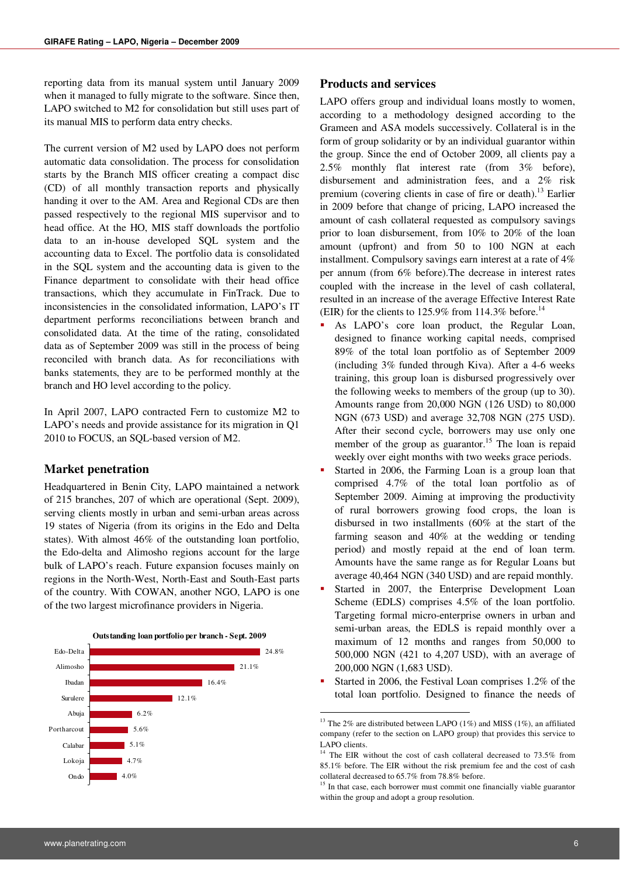reporting data from its manual system until January 2009 when it managed to fully migrate to the software. Since then, LAPO switched to M2 for consolidation but still uses part of its manual MIS to perform data entry checks.

The current version of M2 used by LAPO does not perform automatic data consolidation. The process for consolidation starts by the Branch MIS officer creating a compact disc (CD) of all monthly transaction reports and physically handing it over to the AM. Area and Regional CDs are then passed respectively to the regional MIS supervisor and to head office. At the HO, MIS staff downloads the portfolio data to an in-house developed SQL system and the accounting data to Excel. The portfolio data is consolidated in the SQL system and the accounting data is given to the Finance department to consolidate with their head office transactions, which they accumulate in FinTrack. Due to inconsistencies in the consolidated information, LAPO's IT department performs reconciliations between branch and consolidated data. At the time of the rating, consolidated data as of September 2009 was still in the process of being reconciled with branch data. As for reconciliations with banks statements, they are to be performed monthly at the branch and HO level according to the policy.

In April 2007, LAPO contracted Fern to customize M2 to LAPO's needs and provide assistance for its migration in Q1 2010 to FOCUS, an SQL-based version of M2.

## Market penetration

Headquartered in Benin City, LAPO maintained a network of 215 branches, 207 of which are operational (Sept. 2009), serving clients mostly in urban and semi-urban areas across 19 states of Nigeria (from its origins in the Edo and Delta states). With almost 46% of the outstanding loan portfolio, the Edo-delta and Alimosho regions account for the large bulk of LAPO's reach. Future expansion focuses mainly on regions in the North-West, North-East and South-East parts of the country. With COWAN, another NGO, LAPO is one of the two largest microfinance providers in Nigeria.

**Outstanding loan portfolio per branch - Sept. 2009**

| Branch | Share |
|---|---|
| Edo-Delta | 24.8% |
| Alimosho | 21.1% |
| Ibadan | 16.4% |
| Surulere | 12.1% |
| Abuja | 6.2% |
| Portharcourt | 5.6% |
| Calabar | 5.1% |
| Lokoja | 4.7% |
| Ondo | 4.0% |

## Products and services

LAPO offers group and individual loans mostly to women, according to a methodology designed according to the Grameen and ASA models successively. Collateral is in the form of group solidarity or by an individual guarantor within the group. Since the end of October 2009, all clients pay a 2.5% monthly flat interest rate (from 3% before), disbursement and administration fees, and a 2% risk premium (covering clients in case of fire or death).[13] Earlier in 2009 before that change of pricing, LAPO increased the amount of cash collateral requested as compulsory savings prior to loan disbursement, from 10% to 20% of the loan amount (upfront) and from 50 to 100 NGN at each installment. Compulsory savings earn interest at a rate of 4% per annum (from 6% before).The decrease in interest rates coupled with the increase in the level of cash collateral, resulted in an increase of the average Effective Interest Rate (EIR) for the clients to 125.9% from 114.3% before.[14]

- As LAPO's core loan product, the Regular Loan, designed to finance working capital needs, comprised 89% of the total loan portfolio as of September 2009 (including 3% funded through Kiva). After a 4-6 weeks training, this group loan is disbursed progressively over the following weeks to members of the group (up to 30). Amounts range from 20,000 NGN (126 USD) to 80,000 NGN (673 USD) and average 32,708 NGN (275 USD). After their second cycle, borrowers may use only one member of the group as guarantor.[15] The loan is repaid weekly over eight months with two weeks grace periods.
- Started in 2006, the Farming Loan is a group loan that comprised 4.7% of the total loan portfolio as of September 2009. Aiming at improving the productivity of rural borrowers growing food crops, the loan is disbursed in two installments (60% at the start of the farming season and 40% at the wedding or tending period) and mostly repaid at the end of loan term. Amounts have the same range as for Regular Loans but average 40,464 NGN (340 USD) and are repaid monthly.
- Started in 2007, the Enterprise Development Loan Scheme (EDLS) comprises 4.5% of the loan portfolio. Targeting formal micro-enterprise owners in urban and semi-urban areas, the EDLS is repaid monthly over a maximum of 12 months and ranges from 50,000 to 500,000 NGN (421 to 4,207 USD), with an average of 200,000 NGN (1,683 USD).
- Started in 2006, the Festival Loan comprises 1.2% of the total loan portfolio. Designed to finance the needs of

---

[13] The 2% are distributed between LAPO (1%) and MISS (1%), an affiliated company (refer to the section on LAPO group) that provides this service to LAPO clients.

[14] The EIR without the cost of cash collateral decreased to 73.5% from 85.1% before. The EIR without the risk premium fee and the cost of cash collateral decreased to 65.7% from 78.8% before.

[15] In that case, each borrower must commit one financially viable guarantor within the group and adopt a group resolution.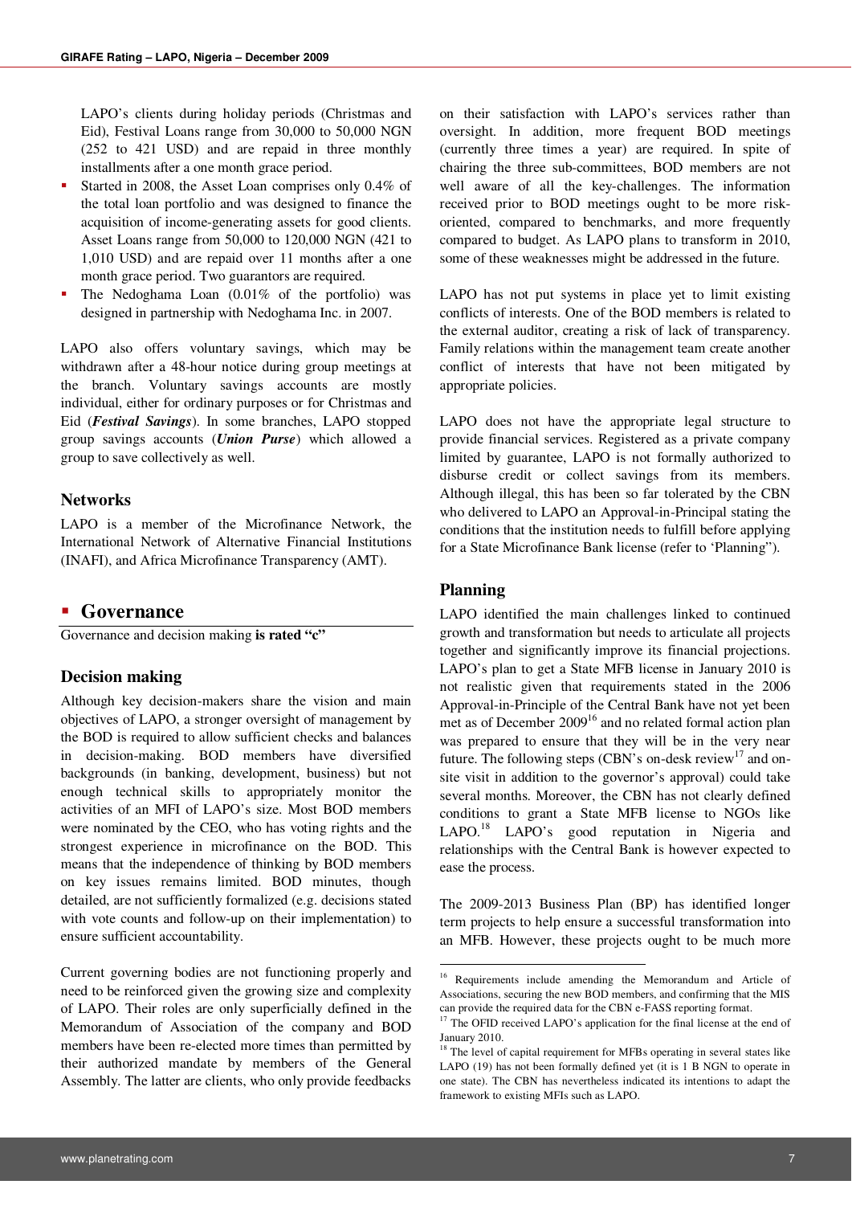LAPO's clients during holiday periods (Christmas and Eid), Festival Loans range from 30,000 to 50,000 NGN (252 to 421 USD) and are repaid in three monthly installments after a one month grace period.

- Started in 2008, the Asset Loan comprises only 0.4% of the total loan portfolio and was designed to finance the acquisition of income-generating assets for good clients. Asset Loans range from 50,000 to 120,000 NGN (421 to 1,010 USD) and are repaid over 11 months after a one month grace period. Two guarantors are required.
- The Nedoghama Loan (0.01% of the portfolio) was designed in partnership with Nedoghama Inc. in 2007.

LAPO also offers voluntary savings, which may be withdrawn after a 48-hour notice during group meetings at the branch. Voluntary savings accounts are mostly individual, either for ordinary purposes or for Christmas and Eid (***Festival Savings***). In some branches, LAPO stopped group savings accounts (***Union Purse***) which allowed a group to save collectively as well.

### Networks

LAPO is a member of the Microfinance Network, the International Network of Alternative Financial Institutions (INAFI), and Africa Microfinance Transparency (AMT).

## Governance

Governance and decision making **is rated "c"**

### Decision making

Although key decision-makers share the vision and main objectives of LAPO, a stronger oversight of management by the BOD is required to allow sufficient checks and balances in decision-making. BOD members have diversified backgrounds (in banking, development, business) but not enough technical skills to appropriately monitor the activities of an MFI of LAPO's size. Most BOD members were nominated by the CEO, who has voting rights and the strongest experience in microfinance on the BOD. This means that the independence of thinking by BOD members on key issues remains limited. BOD minutes, though detailed, are not sufficiently formalized (e.g. decisions stated with vote counts and follow-up on their implementation) to ensure sufficient accountability.

Current governing bodies are not functioning properly and need to be reinforced given the growing size and complexity of LAPO. Their roles are only superficially defined in the Memorandum of Association of the company and BOD members have been re-elected more times than permitted by their authorized mandate by members of the General Assembly. The latter are clients, who only provide feedbacks on their satisfaction with LAPO's services rather than oversight. In addition, more frequent BOD meetings (currently three times a year) are required. In spite of chairing the three sub-committees, BOD members are not well aware of all the key-challenges. The information received prior to BOD meetings ought to be more risk-oriented, compared to benchmarks, and more frequently compared to budget. As LAPO plans to transform in 2010, some of these weaknesses might be addressed in the future.

LAPO has not put systems in place yet to limit existing conflicts of interests. One of the BOD members is related to the external auditor, creating a risk of lack of transparency. Family relations within the management team create another conflict of interests that have not been mitigated by appropriate policies.

LAPO does not have the appropriate legal structure to provide financial services. Registered as a private company limited by guarantee, LAPO is not formally authorized to disburse credit or collect savings from its members. Although illegal, this has been so far tolerated by the CBN who delivered to LAPO an Approval-in-Principal stating the conditions that the institution needs to fulfill before applying for a State Microfinance Bank license (refer to 'Planning").

### Planning

LAPO identified the main challenges linked to continued growth and transformation but needs to articulate all projects together and significantly improve its financial projections. LAPO's plan to get a State MFB license in January 2010 is not realistic given that requirements stated in the 2006 Approval-in-Principle of the Central Bank have not yet been met as of December 2009[16] and no related formal action plan was prepared to ensure that they will be in the very near future. The following steps (CBN's on-desk review[17] and on-site visit in addition to the governor's approval) could take several months. Moreover, the CBN has not clearly defined conditions to grant a State MFB license to NGOs like LAPO.[18] LAPO's good reputation in Nigeria and relationships with the Central Bank is however expected to ease the process.

The 2009-2013 Business Plan (BP) has identified longer term projects to help ensure a successful transformation into an MFB. However, these projects ought to be much more

---

[16] Requirements include amending the Memorandum and Article of Associations, securing the new BOD members, and confirming that the MIS can provide the required data for the CBN e-FASS reporting format.

[17] The OFID received LAPO's application for the final license at the end of January 2010.

[18] The level of capital requirement for MFBs operating in several states like LAPO (19) has not been formally defined yet (it is 1 B NGN to operate in one state). The CBN has nevertheless indicated its intentions to adapt the framework to existing MFIs such as LAPO.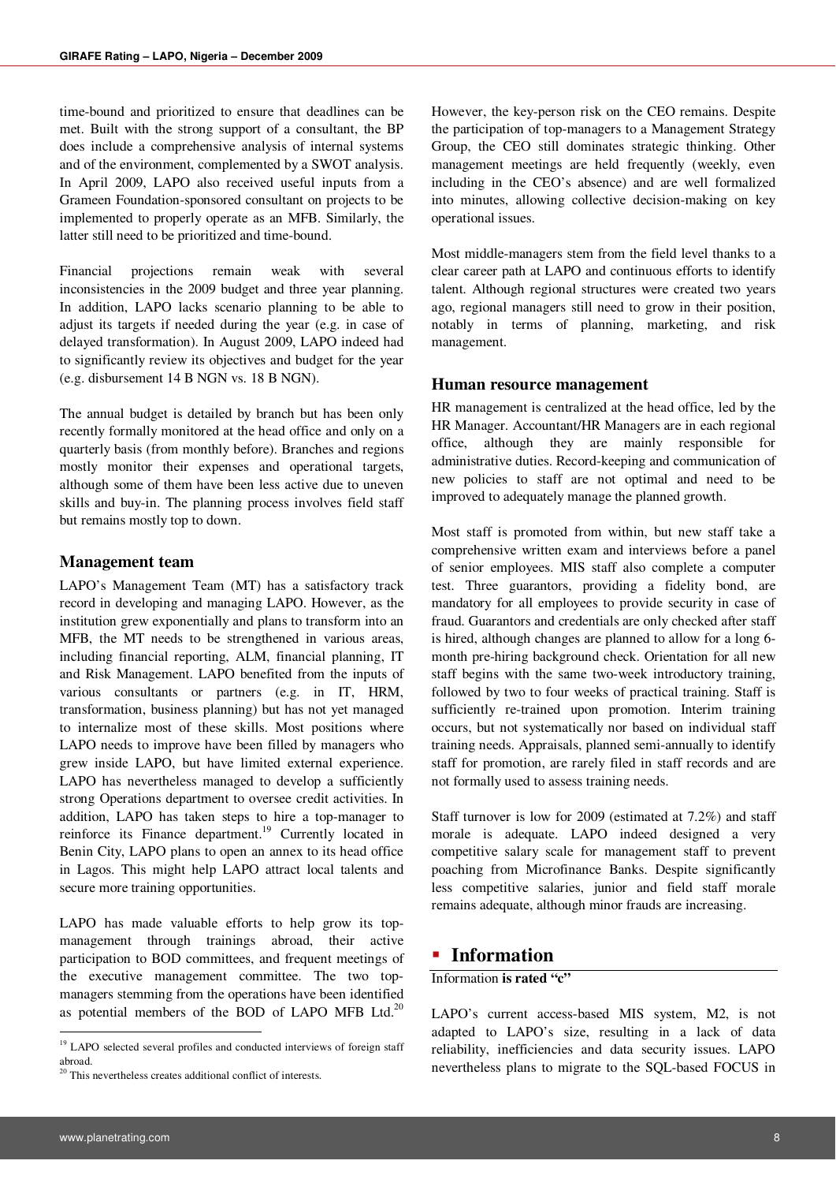time-bound and prioritized to ensure that deadlines can be met. Built with the strong support of a consultant, the BP does include a comprehensive analysis of internal systems and of the environment, complemented by a SWOT analysis. In April 2009, LAPO also received useful inputs from a Grameen Foundation-sponsored consultant on projects to be implemented to properly operate as an MFB. Similarly, the latter still need to be prioritized and time-bound.

Financial projections remain weak with several inconsistencies in the 2009 budget and three year planning. In addition, LAPO lacks scenario planning to be able to adjust its targets if needed during the year (e.g. in case of delayed transformation). In August 2009, LAPO indeed had to significantly review its objectives and budget for the year (e.g. disbursement 14 B NGN vs. 18 B NGN).

The annual budget is detailed by branch but has been only recently formally monitored at the head office and only on a quarterly basis (from monthly before). Branches and regions mostly monitor their expenses and operational targets, although some of them have been less active due to uneven skills and buy-in. The planning process involves field staff but remains mostly top to down.

### Management team

LAPO's Management Team (MT) has a satisfactory track record in developing and managing LAPO. However, as the institution grew exponentially and plans to transform into an MFB, the MT needs to be strengthened in various areas, including financial reporting, ALM, financial planning, IT and Risk Management. LAPO benefited from the inputs of various consultants or partners (e.g. in IT, HRM, transformation, business planning) but has not yet managed to internalize most of these skills. Most positions where LAPO needs to improve have been filled by managers who grew inside LAPO, but have limited external experience. LAPO has nevertheless managed to develop a sufficiently strong Operations department to oversee credit activities. In addition, LAPO has taken steps to hire a top-manager to reinforce its Finance department.[19] Currently located in Benin City, LAPO plans to open an annex to its head office in Lagos. This might help LAPO attract local talents and secure more training opportunities.

LAPO has made valuable efforts to help grow its top-management through trainings abroad, their active participation to BOD committees, and frequent meetings of the executive management committee. The two top-managers stemming from the operations have been identified as potential members of the BOD of LAPO MFB Ltd.[20]

However, the key-person risk on the CEO remains. Despite the participation of top-managers to a Management Strategy Group, the CEO still dominates strategic thinking. Other management meetings are held frequently (weekly, even including in the CEO's absence) and are well formalized into minutes, allowing collective decision-making on key operational issues.

Most middle-managers stem from the field level thanks to a clear career path at LAPO and continuous efforts to identify talent. Although regional structures were created two years ago, regional managers still need to grow in their position, notably in terms of planning, marketing, and risk management.

### Human resource management

HR management is centralized at the head office, led by the HR Manager. Accountant/HR Managers are in each regional office, although they are mainly responsible for administrative duties. Record-keeping and communication of new policies to staff are not optimal and need to be improved to adequately manage the planned growth.

Most staff is promoted from within, but new staff take a comprehensive written exam and interviews before a panel of senior employees. MIS staff also complete a computer test. Three guarantors, providing a fidelity bond, are mandatory for all employees to provide security in case of fraud. Guarantors and credentials are only checked after staff is hired, although changes are planned to allow for a long 6-month pre-hiring background check. Orientation for all new staff begins with the same two-week introductory training, followed by two to four weeks of practical training. Staff is sufficiently re-trained upon promotion. Interim training occurs, but not systematically nor based on individual staff training needs. Appraisals, planned semi-annually to identify staff for promotion, are rarely filed in staff records and are not formally used to assess training needs.

Staff turnover is low for 2009 (estimated at 7.2%) and staff morale is adequate. LAPO indeed designed a very competitive salary scale for management staff to prevent poaching from Microfinance Banks. Despite significantly less competitive salaries, junior and field staff morale remains adequate, although minor frauds are increasing.

## ▪ Information

Information **is rated "c"**

LAPO's current access-based MIS system, M2, is not adapted to LAPO's size, resulting in a lack of data reliability, inefficiencies and data security issues. LAPO nevertheless plans to migrate to the SQL-based FOCUS in

---

[19] LAPO selected several profiles and conducted interviews of foreign staff abroad.

[20] This nevertheless creates additional conflict of interests.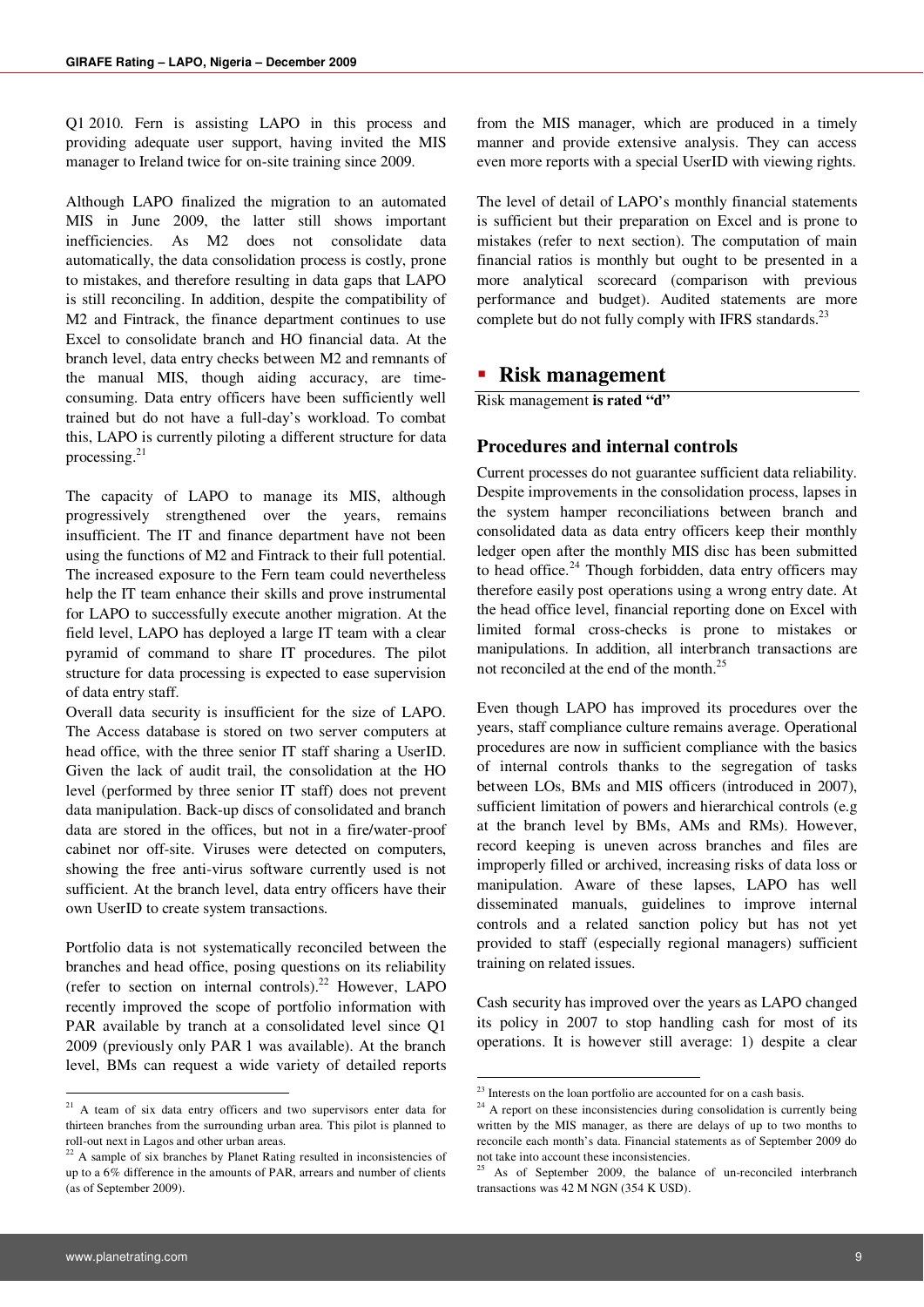Q1 2010. Fern is assisting LAPO in this process and providing adequate user support, having invited the MIS manager to Ireland twice for on-site training since 2009.

Although LAPO finalized the migration to an automated MIS in June 2009, the latter still shows important inefficiencies. As M2 does not consolidate data automatically, the data consolidation process is costly, prone to mistakes, and therefore resulting in data gaps that LAPO is still reconciling. In addition, despite the compatibility of M2 and Fintrack, the finance department continues to use Excel to consolidate branch and HO financial data. At the branch level, data entry checks between M2 and remnants of the manual MIS, though aiding accuracy, are time-consuming. Data entry officers have been sufficiently well trained but do not have a full-day's workload. To combat this, LAPO is currently piloting a different structure for data processing.[21]

The capacity of LAPO to manage its MIS, although progressively strengthened over the years, remains insufficient. The IT and finance department have not been using the functions of M2 and Fintrack to their full potential. The increased exposure to the Fern team could nevertheless help the IT team enhance their skills and prove instrumental for LAPO to successfully execute another migration. At the field level, LAPO has deployed a large IT team with a clear pyramid of command to share IT procedures. The pilot structure for data processing is expected to ease supervision of data entry staff.

Overall data security is insufficient for the size of LAPO. The Access database is stored on two server computers at head office, with the three senior IT staff sharing a UserID. Given the lack of audit trail, the consolidation at the HO level (performed by three senior IT staff) does not prevent data manipulation. Back-up discs of consolidated and branch data are stored in the offices, but not in a fire/water-proof cabinet nor off-site. Viruses were detected on computers, showing the free anti-virus software currently used is not sufficient. At the branch level, data entry officers have their own UserID to create system transactions.

Portfolio data is not systematically reconciled between the branches and head office, posing questions on its reliability (refer to section on internal controls).[22] However, LAPO recently improved the scope of portfolio information with PAR available by tranch at a consolidated level since Q1 2009 (previously only PAR 1 was available). At the branch level, BMs can request a wide variety of detailed reports from the MIS manager, which are produced in a timely manner and provide extensive analysis. They can access even more reports with a special UserID with viewing rights.

The level of detail of LAPO's monthly financial statements is sufficient but their preparation on Excel and is prone to mistakes (refer to next section). The computation of main financial ratios is monthly but ought to be presented in a more analytical scorecard (comparison with previous performance and budget). Audited statements are more complete but do not fully comply with IFRS standards.[23]

## Risk management

Risk management **is rated "d"**

### Procedures and internal controls

Current processes do not guarantee sufficient data reliability. Despite improvements in the consolidation process, lapses in the system hamper reconciliations between branch and consolidated data as data entry officers keep their monthly ledger open after the monthly MIS disc has been submitted to head office.[24] Though forbidden, data entry officers may therefore easily post operations using a wrong entry date. At the head office level, financial reporting done on Excel with limited formal cross-checks is prone to mistakes or manipulations. In addition, all interbranch transactions are not reconciled at the end of the month.[25]

Even though LAPO has improved its procedures over the years, staff compliance culture remains average. Operational procedures are now in sufficient compliance with the basics of internal controls thanks to the segregation of tasks between LOs, BMs and MIS officers (introduced in 2007), sufficient limitation of powers and hierarchical controls (e.g at the branch level by BMs, AMs and RMs). However, record keeping is uneven across branches and files are improperly filled or archived, increasing risks of data loss or manipulation. Aware of these lapses, LAPO has well disseminated manuals, guidelines to improve internal controls and a related sanction policy but has not yet provided to staff (especially regional managers) sufficient training on related issues.

Cash security has improved over the years as LAPO changed its policy in 2007 to stop handling cash for most of its operations. It is however still average: 1) despite a clear

---

[21] A team of six data entry officers and two supervisors enter data for thirteen branches from the surrounding urban area. This pilot is planned to roll-out next in Lagos and other urban areas.

[22] A sample of six branches by Planet Rating resulted in inconsistencies of up to a 6% difference in the amounts of PAR, arrears and number of clients (as of September 2009).

[23] Interests on the loan portfolio are accounted for on a cash basis.

[24] A report on these inconsistencies during consolidation is currently being written by the MIS manager, as there are delays of up to two months to reconcile each month's data. Financial statements as of September 2009 do not take into account these inconsistencies.

[25] As of September 2009, the balance of un-reconciled interbranch transactions was 42 M NGN (354 K USD).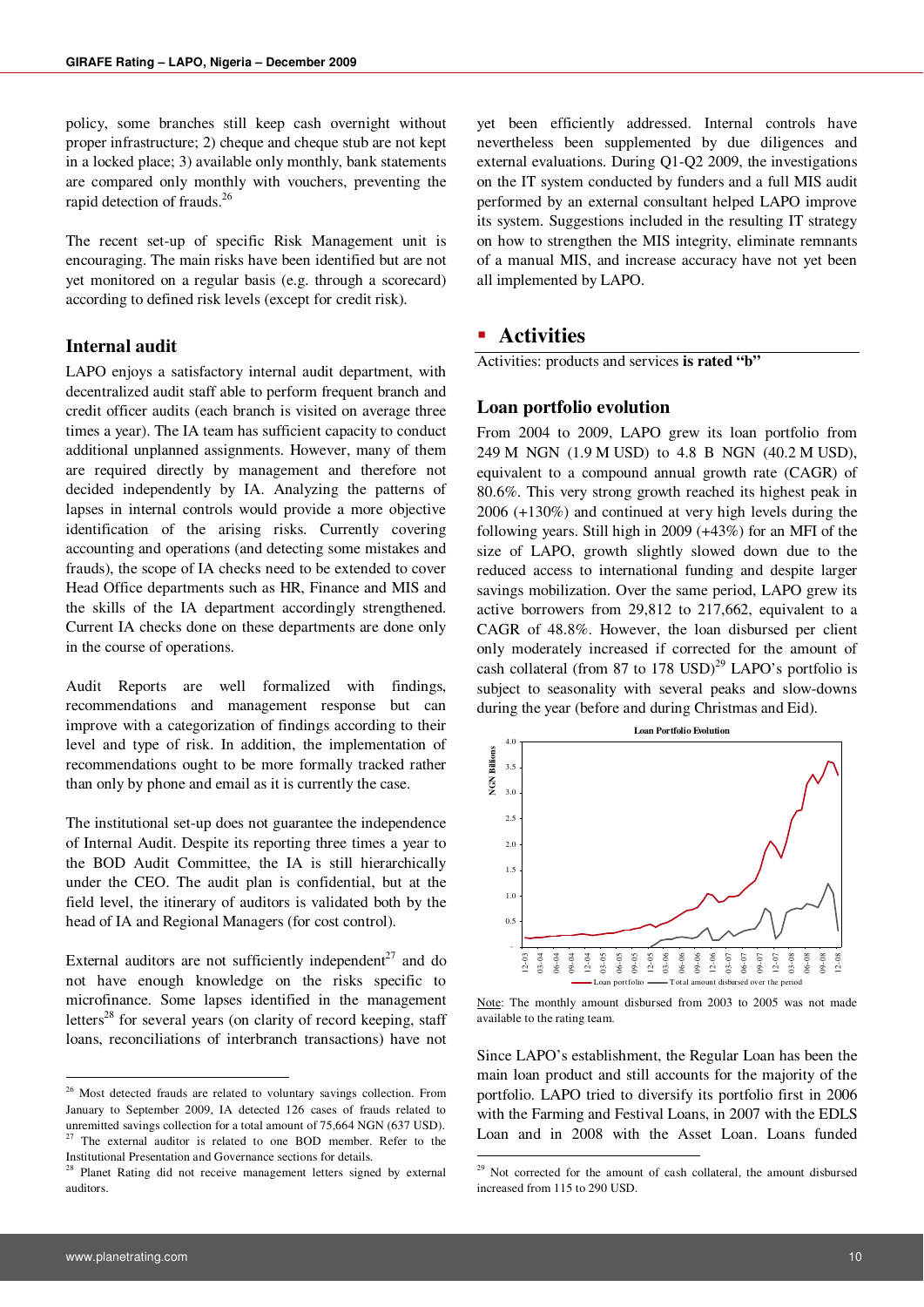policy, some branches still keep cash overnight without proper infrastructure; 2) cheque and cheque stub are not kept in a locked place; 3) available only monthly, bank statements are compared only monthly with vouchers, preventing the rapid detection of frauds.[26]

The recent set-up of specific Risk Management unit is encouraging. The main risks have been identified but are not yet monitored on a regular basis (e.g. through a scorecard) according to defined risk levels (except for credit risk).

### Internal audit

LAPO enjoys a satisfactory internal audit department, with decentralized audit staff able to perform frequent branch and credit officer audits (each branch is visited on average three times a year). The IA team has sufficient capacity to conduct additional unplanned assignments. However, many of them are required directly by management and therefore not decided independently by IA. Analyzing the patterns of lapses in internal controls would provide a more objective identification of the arising risks. Currently covering accounting and operations (and detecting some mistakes and frauds), the scope of IA checks need to be extended to cover Head Office departments such as HR, Finance and MIS and the skills of the IA department accordingly strengthened. Current IA checks done on these departments are done only in the course of operations.

Audit Reports are well formalized with findings, recommendations and management response but can improve with a categorization of findings according to their level and type of risk. In addition, the implementation of recommendations ought to be more formally tracked rather than only by phone and email as it is currently the case.

The institutional set-up does not guarantee the independence of Internal Audit. Despite its reporting three times a year to the BOD Audit Committee, the IA is still hierarchically under the CEO. The audit plan is confidential, but at the field level, the itinerary of auditors is validated both by the head of IA and Regional Managers (for cost control).

External auditors are not sufficiently independent[27] and do not have enough knowledge on the risks specific to microfinance. Some lapses identified in the management letters[28] for several years (on clarity of record keeping, staff loans, reconciliations of interbranch transactions) have not yet been efficiently addressed. Internal controls have nevertheless been supplemented by due diligences and external evaluations. During Q1-Q2 2009, the investigations on the IT system conducted by funders and a full MIS audit performed by an external consultant helped LAPO improve its system. Suggestions included in the resulting IT strategy on how to strengthen the MIS integrity, eliminate remnants of a manual MIS, and increase accuracy have not yet been all implemented by LAPO.

## Activities

Activities: products and services **is rated "b"**

### Loan portfolio evolution

From 2004 to 2009, LAPO grew its loan portfolio from 249 M NGN (1.9 M USD) to 4.8 B NGN (40.2 M USD), equivalent to a compound annual growth rate (CAGR) of 80.6%. This very strong growth reached its highest peak in 2006 (+130%) and continued at very high levels during the following years. Still high in 2009 (+43%) for an MFI of the size of LAPO, growth slightly slowed down due to the reduced access to international funding and despite larger savings mobilization. Over the same period, LAPO grew its active borrowers from 29,812 to 217,662, equivalent to a CAGR of 48.8%. However, the loan disbursed per client only moderately increased if corrected for the amount of cash collateral (from 87 to 178 USD)[29] LAPO's portfolio is subject to seasonality with several peaks and slow-downs during the year (before and during Christmas and Eid).

Loan Portfolio Evolution

Note: The monthly amount disbursed from 2003 to 2005 was not made available to the rating team.

Since LAPO's establishment, the Regular Loan has been the main loan product and still accounts for the majority of the portfolio. LAPO tried to diversify its portfolio first in 2006 with the Farming and Festival Loans, in 2007 with the EDLS Loan and in 2008 with the Asset Loan. Loans funded

---

[26] Most detected frauds are related to voluntary savings collection. From January to September 2009, IA detected 126 cases of frauds related to unremitted savings collection for a total amount of 75,664 NGN (637 USD).

[27] The external auditor is related to one BOD member. Refer to the Institutional Presentation and Governance sections for details.

[28] Planet Rating did not receive management letters signed by external auditors.

[29] Not corrected for the amount of cash collateral, the amount disbursed increased from 115 to 290 USD.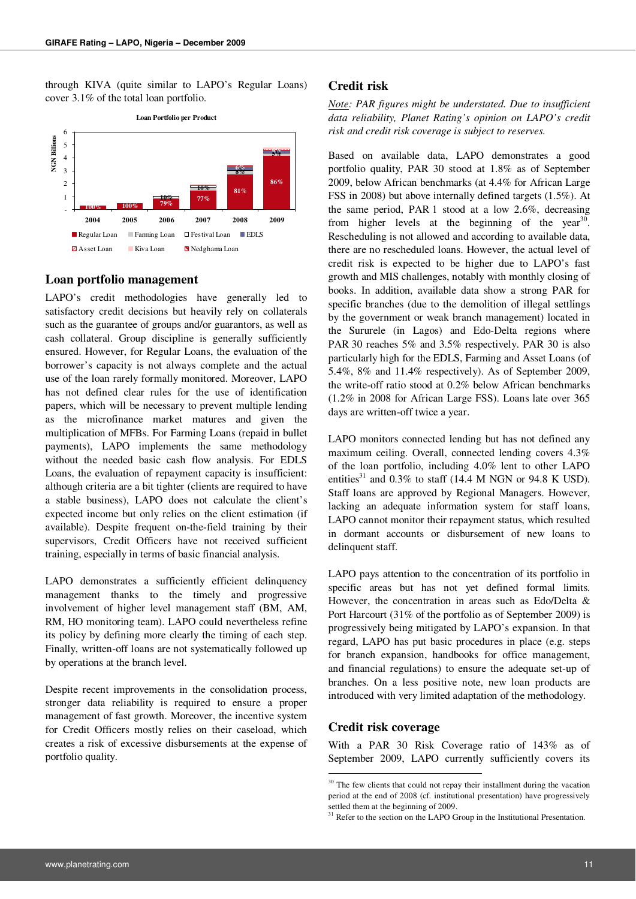through KIVA (quite similar to LAPO's Regular Loans) cover 3.1% of the total loan portfolio.

**Loan Portfolio per Product**

## Loan portfolio management

LAPO's credit methodologies have generally led to satisfactory credit decisions but heavily rely on collaterals such as the guarantee of groups and/or guarantors, as well as cash collateral. Group discipline is generally sufficiently ensured. However, for Regular Loans, the evaluation of the borrower's capacity is not always complete and the actual use of the loan rarely formally monitored. Moreover, LAPO has not defined clear rules for the use of identification papers, which will be necessary to prevent multiple lending as the microfinance market matures and given the multiplication of MFBs. For Farming Loans (repaid in bullet payments), LAPO implements the same methodology without the needed basic cash flow analysis. For EDLS Loans, the evaluation of repayment capacity is insufficient: although criteria are a bit tighter (clients are required to have a stable business), LAPO does not calculate the client's expected income but only relies on the client estimation (if available). Despite frequent on-the-field training by their supervisors, Credit Officers have not received sufficient training, especially in terms of basic financial analysis.

LAPO demonstrates a sufficiently efficient delinquency management thanks to the timely and progressive involvement of higher level management staff (BM, AM, RM, HO monitoring team). LAPO could nevertheless refine its policy by defining more clearly the timing of each step. Finally, written-off loans are not systematically followed up by operations at the branch level.

Despite recent improvements in the consolidation process, stronger data reliability is required to ensure a proper management of fast growth. Moreover, the incentive system for Credit Officers mostly relies on their caseload, which creates a risk of excessive disbursements at the expense of portfolio quality.

## Credit risk

*Note: PAR figures might be understated. Due to insufficient data reliability, Planet Rating's opinion on LAPO's credit risk and credit risk coverage is subject to reserves.*

Based on available data, LAPO demonstrates a good portfolio quality, PAR 30 stood at 1.8% as of September 2009, below African benchmarks (at 4.4% for African Large FSS in 2008) but above internally defined targets (1.5%). At the same period, PAR 1 stood at a low 2.6%, decreasing from higher levels at the beginning of the year[30]. Rescheduling is not allowed and according to available data, there are no rescheduled loans. However, the actual level of credit risk is expected to be higher due to LAPO's fast growth and MIS challenges, notably with monthly closing of books. In addition, available data show a strong PAR for specific branches (due to the demolition of illegal settlings by the government or weak branch management) located in the Surulere (in Lagos) and Edo-Delta regions where PAR 30 reaches 5% and 3.5% respectively. PAR 30 is also particularly high for the EDLS, Farming and Asset Loans (of 5.4%, 8% and 11.4% respectively). As of September 2009, the write-off ratio stood at 0.2% below African benchmarks (1.2% in 2008 for African Large FSS). Loans late over 365 days are written-off twice a year.

LAPO monitors connected lending but has not defined any maximum ceiling. Overall, connected lending covers 4.3% of the loan portfolio, including 4.0% lent to other LAPO entities[31] and 0.3% to staff (14.4 M NGN or 94.8 K USD). Staff loans are approved by Regional Managers. However, lacking an adequate information system for staff loans, LAPO cannot monitor their repayment status, which resulted in dormant accounts or disbursement of new loans to delinquent staff.

LAPO pays attention to the concentration of its portfolio in specific areas but has not yet defined formal limits. However, the concentration in areas such as Edo/Delta & Port Harcourt (31% of the portfolio as of September 2009) is progressively being mitigated by LAPO's expansion. In that regard, LAPO has put basic procedures in place (e.g. steps for branch expansion, handbooks for office management, and financial regulations) to ensure the adequate set-up of branches. On a less positive note, new loan products are introduced with very limited adaptation of the methodology.

## Credit risk coverage

With a PAR 30 Risk Coverage ratio of 143% as of September 2009, LAPO currently sufficiently covers its

[30] The few clients that could not repay their installment during the vacation period at the end of 2008 (cf. institutional presentation) have progressively settled them at the beginning of 2009.

[31] Refer to the section on the LAPO Group in the Institutional Presentation.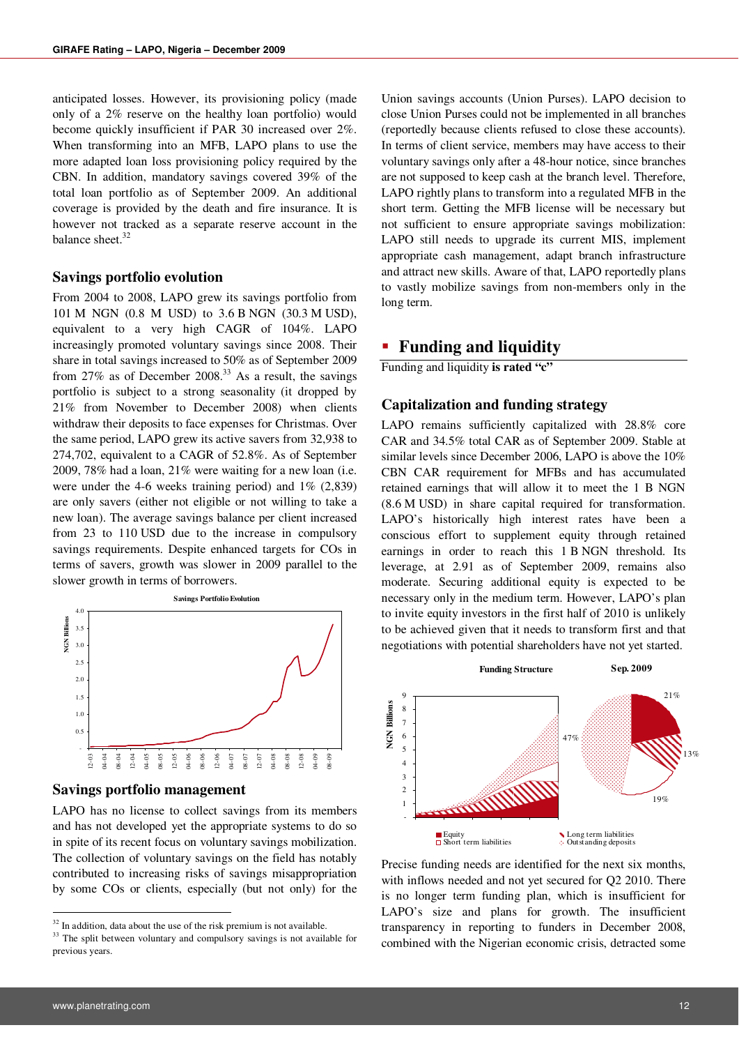anticipated losses. However, its provisioning policy (made only of a 2% reserve on the healthy loan portfolio) would become quickly insufficient if PAR 30 increased over 2%. When transforming into an MFB, LAPO plans to use the more adapted loan loss provisioning policy required by the CBN. In addition, mandatory savings covered 39% of the total loan portfolio as of September 2009. An additional coverage is provided by the death and fire insurance. It is however not tracked as a separate reserve account in the balance sheet.[32]

### Savings portfolio evolution

From 2004 to 2008, LAPO grew its savings portfolio from 101 M NGN (0.8 M USD) to 3.6 B NGN (30.3 M USD), equivalent to a very high CAGR of 104%. LAPO increasingly promoted voluntary savings since 2008. Their share in total savings increased to 50% as of September 2009 from 27% as of December 2008.[33] As a result, the savings portfolio is subject to a strong seasonality (it dropped by 21% from November to December 2008) when clients withdraw their deposits to face expenses for Christmas. Over the same period, LAPO grew its active savers from 32,938 to 274,702, equivalent to a CAGR of 52.8%. As of September 2009, 78% had a loan, 21% were waiting for a new loan (i.e. were under the 4-6 weeks training period) and 1% (2,839) are only savers (either not eligible or not willing to take a new loan). The average savings balance per client increased from 23 to 110 USD due to the increase in compulsory savings requirements. Despite enhanced targets for COs in terms of savers, growth was slower in 2009 parallel to the slower growth in terms of borrowers.

Savings Portfolio Evolution

### Savings portfolio management

LAPO has no license to collect savings from its members and has not developed yet the appropriate systems to do so in spite of its recent focus on voluntary savings mobilization. The collection of voluntary savings on the field has notably contributed to increasing risks of savings misappropriation by some COs or clients, especially (but not only) for the Union savings accounts (Union Purses). LAPO decision to close Union Purses could not be implemented in all branches (reportedly because clients refused to close these accounts). In terms of client service, members may have access to their voluntary savings only after a 48-hour notice, since branches are not supposed to keep cash at the branch level. Therefore, LAPO rightly plans to transform into a regulated MFB in the short term. Getting the MFB license will be necessary but not sufficient to ensure appropriate savings mobilization: LAPO still needs to upgrade its current MIS, implement appropriate cash management, adapt branch infrastructure and attract new skills. Aware of that, LAPO reportedly plans to vastly mobilize savings from non-members only in the long term.

## Funding and liquidity

Funding and liquidity **is rated "c"**

### Capitalization and funding strategy

LAPO remains sufficiently capitalized with 28.8% core CAR and 34.5% total CAR as of September 2009. Stable at similar levels since December 2006, LAPO is above the 10% CBN CAR requirement for MFBs and has accumulated retained earnings that will allow it to meet the 1 B NGN (8.6 M USD) in share capital required for transformation. LAPO's historically high interest rates have been a conscious effort to supplement equity through retained earnings in order to reach this 1 B NGN threshold. Its leverage, at 2.91 as of September 2009, remains also moderate. Securing additional equity is expected to be necessary only in the medium term. However, LAPO's plan to invite equity investors in the first half of 2010 is unlikely to be achieved given that it needs to transform first and that negotiations with potential shareholders have not yet started.

Funding Structure — Sep. 2009

Precise funding needs are identified for the next six months, with inflows needed and not yet secured for Q2 2010. There is no longer term funding plan, which is insufficient for LAPO's size and plans for growth. The insufficient transparency in reporting to funders in December 2008, combined with the Nigerian economic crisis, detracted some

[32] In addition, data about the use of the risk premium is not available.

[33] The split between voluntary and compulsory savings is not available for previous years.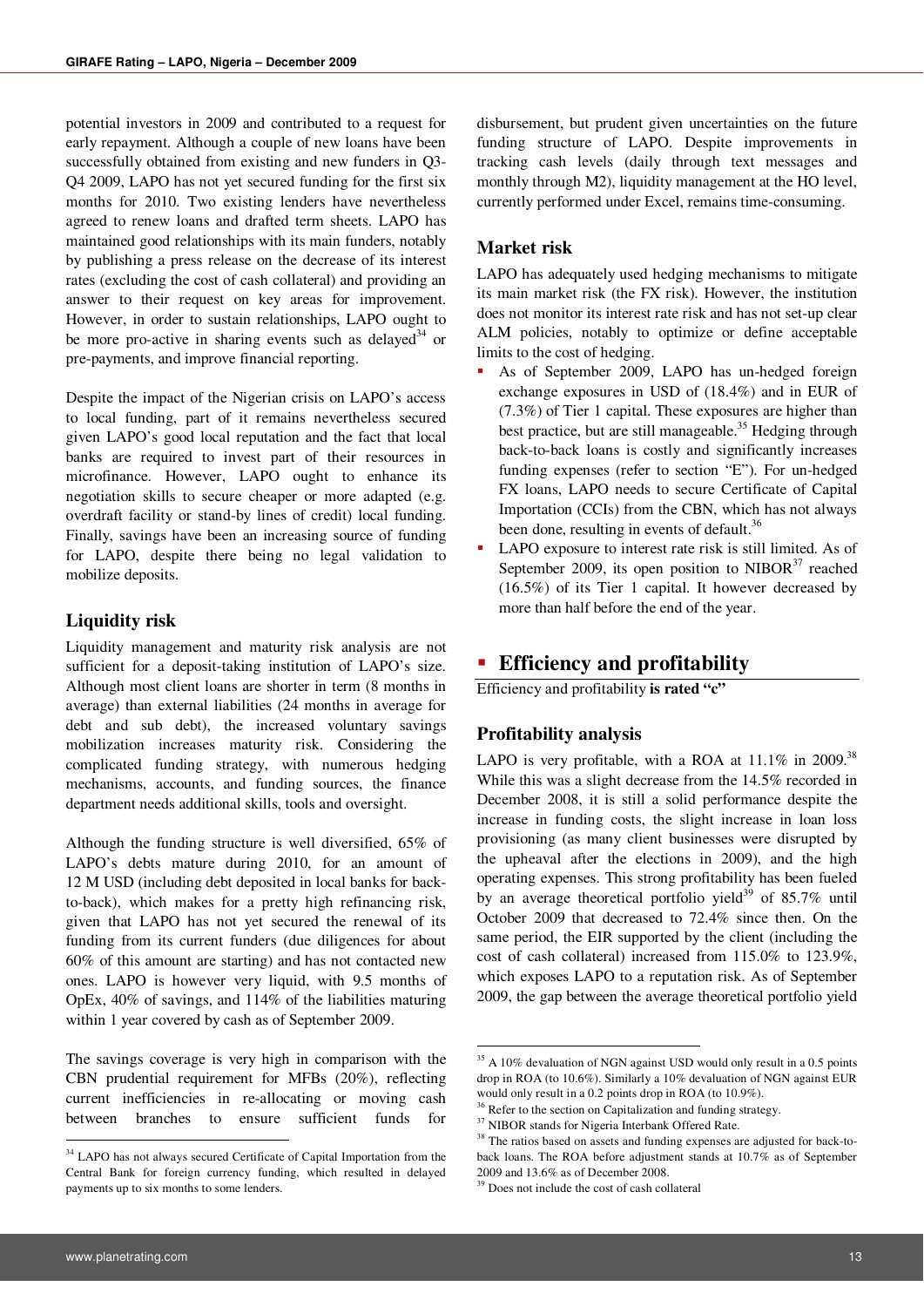potential investors in 2009 and contributed to a request for early repayment. Although a couple of new loans have been successfully obtained from existing and new funders in Q3-Q4 2009, LAPO has not yet secured funding for the first six months for 2010. Two existing lenders have nevertheless agreed to renew loans and drafted term sheets. LAPO has maintained good relationships with its main funders, notably by publishing a press release on the decrease of its interest rates (excluding the cost of cash collateral) and providing an answer to their request on key areas for improvement. However, in order to sustain relationships, LAPO ought to be more pro-active in sharing events such as delayed[34] or pre-payments, and improve financial reporting.

Despite the impact of the Nigerian crisis on LAPO's access to local funding, part of it remains nevertheless secured given LAPO's good local reputation and the fact that local banks are required to invest part of their resources in microfinance. However, LAPO ought to enhance its negotiation skills to secure cheaper or more adapted (e.g. overdraft facility or stand-by lines of credit) local funding. Finally, savings have been an increasing source of funding for LAPO, despite there being no legal validation to mobilize deposits.

### Liquidity risk

Liquidity management and maturity risk analysis are not sufficient for a deposit-taking institution of LAPO's size. Although most client loans are shorter in term (8 months in average) than external liabilities (24 months in average for debt and sub debt), the increased voluntary savings mobilization increases maturity risk. Considering the complicated funding strategy, with numerous hedging mechanisms, accounts, and funding sources, the finance department needs additional skills, tools and oversight.

Although the funding structure is well diversified, 65% of LAPO's debts mature during 2010, for an amount of 12 M USD (including debt deposited in local banks for back-to-back), which makes for a pretty high refinancing risk, given that LAPO has not yet secured the renewal of its funding from its current funders (due diligences for about 60% of this amount are starting) and has not contacted new ones. LAPO is however very liquid, with 9.5 months of OpEx, 40% of savings, and 114% of the liabilities maturing within 1 year covered by cash as of September 2009.

The savings coverage is very high in comparison with the CBN prudential requirement for MFBs (20%), reflecting current inefficiencies in re-allocating or moving cash between branches to ensure sufficient funds for disbursement, but prudent given uncertainties on the future funding structure of LAPO. Despite improvements in tracking cash levels (daily through text messages and monthly through M2), liquidity management at the HO level, currently performed under Excel, remains time-consuming.

### Market risk

LAPO has adequately used hedging mechanisms to mitigate its main market risk (the FX risk). However, the institution does not monitor its interest rate risk and has not set-up clear ALM policies, notably to optimize or define acceptable limits to the cost of hedging.

- As of September 2009, LAPO has un-hedged foreign exchange exposures in USD of (18.4%) and in EUR of (7.3%) of Tier 1 capital. These exposures are higher than best practice, but are still manageable.[35] Hedging through back-to-back loans is costly and significantly increases funding expenses (refer to section "E"). For un-hedged FX loans, LAPO needs to secure Certificate of Capital Importation (CCIs) from the CBN, which has not always been done, resulting in events of default.[36]
- LAPO exposure to interest rate risk is still limited. As of September 2009, its open position to NIBOR[37] reached (16.5%) of its Tier 1 capital. It however decreased by more than half before the end of the year.

## Efficiency and profitability

Efficiency and profitability **is rated "c"**

### Profitability analysis

LAPO is very profitable, with a ROA at 11.1% in 2009.[38] While this was a slight decrease from the 14.5% recorded in December 2008, it is still a solid performance despite the increase in funding costs, the slight increase in loan loss provisioning (as many client businesses were disrupted by the upheaval after the elections in 2009), and the high operating expenses. This strong profitability has been fueled by an average theoretical portfolio yield[39] of 85.7% until October 2009 that decreased to 72.4% since then. On the same period, the EIR supported by the client (including the cost of cash collateral) increased from 115.0% to 123.9%, which exposes LAPO to a reputation risk. As of September 2009, the gap between the average theoretical portfolio yield

---

[34] LAPO has not always secured Certificate of Capital Importation from the Central Bank for foreign currency funding, which resulted in delayed payments up to six months to some lenders.

[35] A 10% devaluation of NGN against USD would only result in a 0.5 points drop in ROA (to 10.6%). Similarly a 10% devaluation of NGN against EUR would only result in a 0.2 points drop in ROA (to 10.9%).

[36] Refer to the section on Capitalization and funding strategy.

[37] NIBOR stands for Nigeria Interbank Offered Rate.

[38] The ratios based on assets and funding expenses are adjusted for back-to-back loans. The ROA before adjustment stands at 10.7% as of September 2009 and 13.6% as of December 2008.

[39] Does not include the cost of cash collateral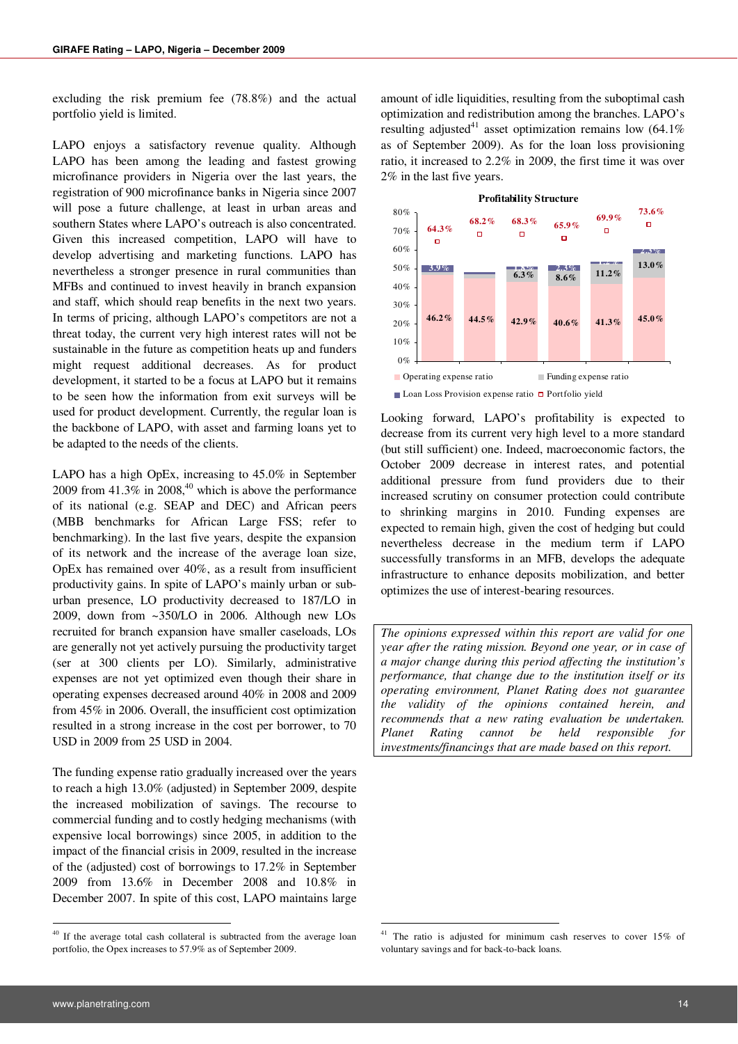excluding the risk premium fee (78.8%) and the actual portfolio yield is limited.

LAPO enjoys a satisfactory revenue quality. Although LAPO has been among the leading and fastest growing microfinance providers in Nigeria over the last years, the registration of 900 microfinance banks in Nigeria since 2007 will pose a future challenge, at least in urban areas and southern States where LAPO's outreach is also concentrated. Given this increased competition, LAPO will have to develop advertising and marketing functions. LAPO has nevertheless a stronger presence in rural communities than MFBs and continued to invest heavily in branch expansion and staff, which should reap benefits in the next two years. In terms of pricing, although LAPO's competitors are not a threat today, the current very high interest rates will not be sustainable in the future as competition heats up and funders might request additional decreases. As for product development, it started to be a focus at LAPO but it remains to be seen how the information from exit surveys will be used for product development. Currently, the regular loan is the backbone of LAPO, with asset and farming loans yet to be adapted to the needs of the clients.

LAPO has a high OpEx, increasing to 45.0% in September 2009 from 41.3% in 2008,[40] which is above the performance of its national (e.g. SEAP and DEC) and African peers (MBB benchmarks for African Large FSS; refer to benchmarking). In the last five years, despite the expansion of its network and the increase of the average loan size, OpEx has remained over 40%, as a result from insufficient productivity gains. In spite of LAPO's mainly urban or sub-urban presence, LO productivity decreased to 187/LO in 2009, down from ~350/LO in 2006. Although new LOs recruited for branch expansion have smaller caseloads, LOs are generally not yet actively pursuing the productivity target (ser at 300 clients per LO). Similarly, administrative expenses are not yet optimized even though their share in operating expenses decreased around 40% in 2008 and 2009 from 45% in 2006. Overall, the insufficient cost optimization resulted in a strong increase in the cost per borrower, to 70 USD in 2009 from 25 USD in 2004.

The funding expense ratio gradually increased over the years to reach a high 13.0% (adjusted) in September 2009, despite the increased mobilization of savings. The recourse to commercial funding and to costly hedging mechanisms (with expensive local borrowings) since 2005, in addition to the impact of the financial crisis in 2009, resulted in the increase of the (adjusted) cost of borrowings to 17.2% in September 2009 from 13.6% in December 2008 and 10.8% in December 2007. In spite of this cost, LAPO maintains large amount of idle liquidities, resulting from the suboptimal cash optimization and redistribution among the branches. LAPO's resulting adjusted[41] asset optimization remains low (64.1% as of September 2009). As for the loan loss provisioning ratio, it increased to 2.2% in 2009, the first time it was over 2% in the last five years.

**Profitability Structure**

| | Operating expense ratio | Funding expense ratio | Loan Loss Provision expense ratio | Portfolio yield |
|---|---|---|---|---|
| 1 | 46.2% | | 3.9% | 64.3% |
| 2 | 44.5% | | | 68.2% |
| 3 | 42.9% | 6.3% | | 68.3% |
| 4 | 40.6% | 8.6% | 2.3% | 65.9% |
| 5 | 41.3% | 11.2% | | 69.9% |
| 6 | 45.0% | 13.0% | 2.2% | 73.6% |

Looking forward, LAPO's profitability is expected to decrease from its current very high level to a more standard (but still sufficient) one. Indeed, macroeconomic factors, the October 2009 decrease in interest rates, and potential additional pressure from fund providers due to their increased scrutiny on consumer protection could contribute to shrinking margins in 2010. Funding expenses are expected to remain high, given the cost of hedging but could nevertheless decrease in the medium term if LAPO successfully transforms in an MFB, develops the adequate infrastructure to enhance deposits mobilization, and better optimizes the use of interest-bearing resources.

*The opinions expressed within this report are valid for one year after the rating mission. Beyond one year, or in case of a major change during this period affecting the institution's performance, that change due to the institution itself or its operating environment, Planet Rating does not guarantee the validity of the opinions contained herein, and recommends that a new rating evaluation be undertaken. Planet Rating cannot be held responsible for investments/financings that are made based on this report.*

[40] If the average total cash collateral is subtracted from the average loan portfolio, the Opex increases to 57.9% as of September 2009.

[41] The ratio is adjusted for minimum cash reserves to cover 15% of voluntary savings and for back-to-back loans.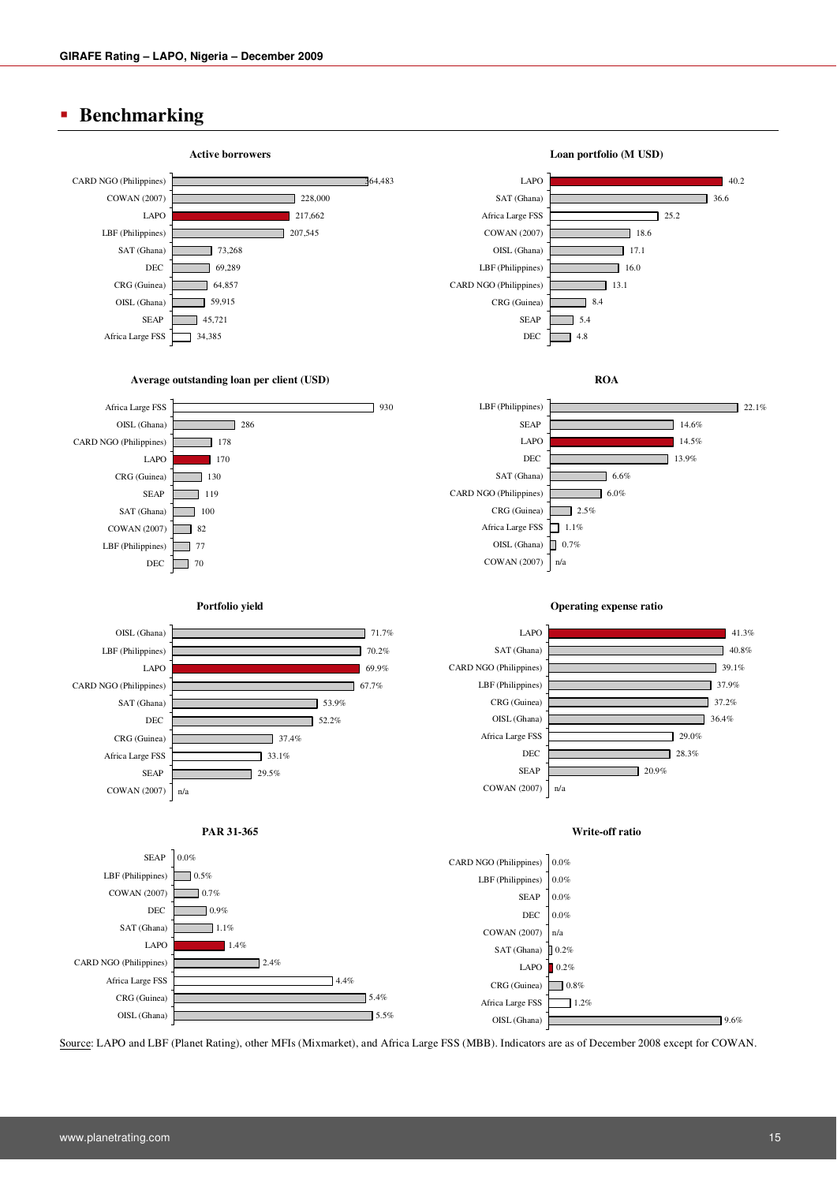## Benchmarking

**Active borrowers**

| MFI | Active borrowers |
|---|---|
| CARD NGO (Philippines) | 364,483 |
| COWAN (2007) | 228,000 |
| LAPO | 217,662 |
| LBF (Philippines) | 207,545 |
| SAT (Ghana) | 73,268 |
| DEC | 69,289 |
| CRG (Guinea) | 64,857 |
| OISL (Ghana) | 59,915 |
| SEAP | 45,721 |
| Africa Large FSS | 34,385 |

**Loan portfolio (M USD)**

| MFI | Loan portfolio (M USD) |
|---|---|
| LAPO | 40.2 |
| SAT (Ghana) | 36.6 |
| Africa Large FSS | 25.2 |
| COWAN (2007) | 18.6 |
| OISL (Ghana) | 17.1 |
| LBF (Philippines) | 16.0 |
| CARD NGO (Philippines) | 13.1 |
| CRG (Guinea) | 8.4 |
| SEAP | 5.4 |
| DEC | 4.8 |

**Average outstanding loan per client (USD)**

| MFI | Average outstanding loan per client (USD) |
|---|---|
| Africa Large FSS | 930 |
| OISL (Ghana) | 286 |
| CARD NGO (Philippines) | 178 |
| LAPO | 170 |
| CRG (Guinea) | 130 |
| SEAP | 119 |
| SAT (Ghana) | 100 |
| COWAN (2007) | 82 |
| LBF (Philippines) | 77 |
| DEC | 70 |

**ROA**

| MFI | ROA |
|---|---|
| LBF (Philippines) | 22.1% |
| SEAP | 14.6% |
| LAPO | 14.5% |
| DEC | 13.9% |
| SAT (Ghana) | 6.6% |
| CARD NGO (Philippines) | 6.0% |
| CRG (Guinea) | 2.5% |
| Africa Large FSS | 1.1% |
| OISL (Ghana) | 0.7% |
| COWAN (2007) | n/a |

**Portfolio yield**

| MFI | Portfolio yield |
|---|---|
| OISL (Ghana) | 71.7% |
| LBF (Philippines) | 70.2% |
| LAPO | 69.9% |
| CARD NGO (Philippines) | 67.7% |
| SAT (Ghana) | 53.9% |
| DEC | 52.2% |
| CRG (Guinea) | 37.4% |
| Africa Large FSS | 33.1% |
| SEAP | 29.5% |
| COWAN (2007) | n/a |

**Operating expense ratio**

| MFI | Operating expense ratio |
|---|---|
| LAPO | 41.3% |
| SAT (Ghana) | 40.8% |
| CARD NGO (Philippines) | 39.1% |
| LBF (Philippines) | 37.9% |
| CRG (Guinea) | 37.2% |
| OISL (Ghana) | 36.4% |
| Africa Large FSS | 29.0% |
| DEC | 28.3% |
| SEAP | 20.9% |
| COWAN (2007) | n/a |

**PAR 31-365**

| MFI | PAR 31-365 |
|---|---|
| SEAP | 0.0% |
| LBF (Philippines) | 0.5% |
| COWAN (2007) | 0.7% |
| DEC | 0.9% |
| SAT (Ghana) | 1.1% |
| LAPO | 1.4% |
| CARD NGO (Philippines) | 2.4% |
| Africa Large FSS | 4.4% |
| CRG (Guinea) | 5.4% |
| OISL (Ghana) | 5.5% |

**Write-off ratio**

| MFI | Write-off ratio |
|---|---|
| CARD NGO (Philippines) | 0.0% |
| LBF (Philippines) | 0.0% |
| SEAP | 0.0% |
| DEC | 0.0% |
| COWAN (2007) | n/a |
| SAT (Ghana) | 0.2% |
| LAPO | 0.2% |
| CRG (Guinea) | 0.8% |
| Africa Large FSS | 1.2% |
| OISL (Ghana) | 9.6% |

Source: LAPO and LBF (Planet Rating), other MFIs (Mixmarket), and Africa Large FSS (MBB). Indicators are as of December 2008 except for COWAN.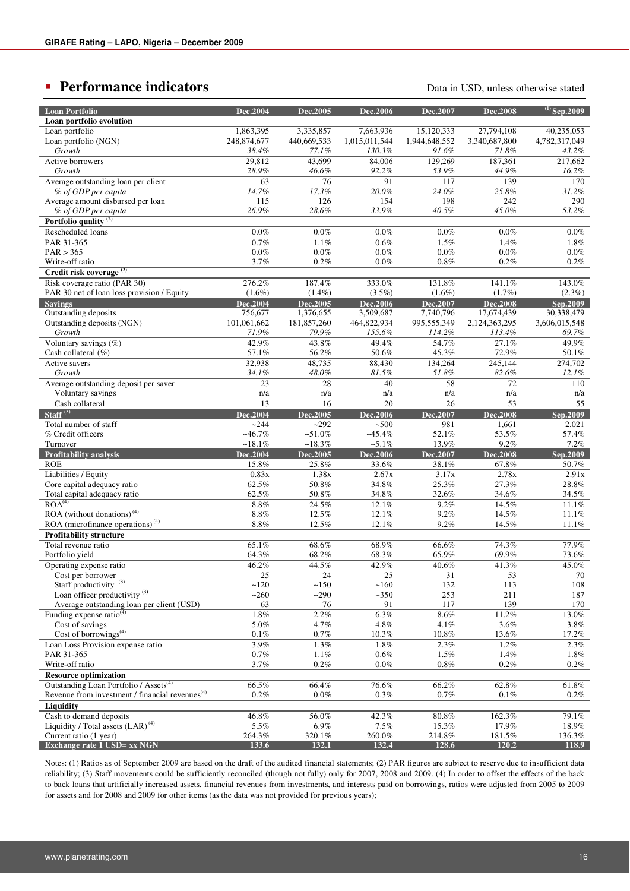## Performance indicators

Data in USD, unless otherwise stated

| Loan Portfolio | Dec.2004 | Dec.2005 | Dec.2006 | Dec.2007 | Dec.2008 | (1) Sep.2009 |
|---|---|---|---|---|---|---|
| **Loan portfolio evolution** | | | | | | |
| Loan portfolio | 1,863,395 | 3,335,857 | 7,663,936 | 15,120,333 | 27,794,108 | 40,235,053 |
| Loan portfolio (NGN) | 248,874,677 | 440,669,533 | 1,015,011,544 | 1,944,648,552 | 3,340,687,800 | 4,782,317,049 |
| *Growth* | *38.4%* | *77.1%* | *130.3%* | *91.6%* | *71.8%* | *43.2%* |
| Active borrowers | 29,812 | 43,699 | 84,006 | 129,269 | 187,361 | 217,662 |
| *Growth* | *28.9%* | *46.6%* | *92.2%* | *53.9%* | *44.9%* | *16.2%* |
| Average outstanding loan per client | 63 | 76 | 91 | 117 | 139 | 170 |
| *% of GDP per capita* | *14.7%* | *17.3%* | *20.0%* | *24.0%* | *25.8%* | *31.2%* |
| Average amount disbursed per loan | 115 | 126 | 154 | 198 | 242 | 290 |
| *% of GDP per capita* | *26.9%* | *28.6%* | *33.9%* | *40.5%* | *45.0%* | *53.2%* |
| **Portfolio quality (2)** | | | | | | |
| Rescheduled loans | 0.0% | 0.0% | 0.0% | 0.0% | 0.0% | 0.0% |
| PAR 31-365 | 0.7% | 1.1% | 0.6% | 1.5% | 1.4% | 1.8% |
| PAR > 365 | 0.0% | 0.0% | 0.0% | 0.0% | 0.0% | 0.0% |
| Write-off ratio | 3.7% | 0.2% | 0.0% | 0.8% | 0.2% | 0.2% |
| **Credit risk coverage (2)** | | | | | | |
| Risk coverage ratio (PAR 30) | 276.2% | 187.4% | 333.0% | 131.8% | 141.1% | 143.0% |
| PAR 30 net of loan loss provision / Equity | (1.6%) | (1.4%) | (3.5%) | (1.6%) | (1.7%) | (2.3%) |
| **Savings** | **Dec.2004** | **Dec.2005** | **Dec.2006** | **Dec.2007** | **Dec.2008** | **Sep.2009** |
| Outstanding deposits | 756,677 | 1,376,655 | 3,509,687 | 7,740,796 | 17,674,439 | 30,338,479 |
| Outstanding deposits (NGN) | 101,061,662 | 181,857,260 | 464,822,934 | 995,555,349 | 2,124,363,295 | 3,606,015,548 |
| *Growth* | *71.9%* | *79.9%* | *155.6%* | *114.2%* | *113.4%* | *69.7%* |
| Voluntary savings (%) | 42.9% | 43.8% | 49.4% | 54.7% | 27.1% | 49.9% |
| Cash collateral (%) | 57.1% | 56.2% | 50.6% | 45.3% | 72.9% | 50.1% |
| Active savers | 32,938 | 48,735 | 88,430 | 134,264 | 245,144 | 274,702 |
| *Growth* | *34.1%* | *48.0%* | *81.5%* | *51.8%* | *82.6%* | *12.1%* |
| Average outstanding deposit per saver | 23 | 28 | 40 | 58 | 72 | 110 |
| Voluntary savings | n/a | n/a | n/a | n/a | n/a | n/a |
| Cash collateral | 13 | 16 | 20 | 26 | 53 | 55 |
| **Staff (3)** | **Dec.2004** | **Dec.2005** | **Dec.2006** | **Dec.2007** | **Dec.2008** | **Sep.2009** |
| Total number of staff | ~244 | ~292 | ~500 | 981 | 1,661 | 2,021 |
| % Credit officers | ~46.7% | ~51.0% | ~45.4% | 52.1% | 53.5% | 57.4% |
| Turnover | ~18.1% | ~18.3% | ~5.1% | 13.9% | 9.2% | 7.2% |
| **Profitability analysis** | **Dec.2004** | **Dec.2005** | **Dec.2006** | **Dec.2007** | **Dec.2008** | **Sep.2009** |
| ROE | 15.8% | 25.8% | 33.6% | 38.1% | 67.8% | 50.7% |
| Liabilities / Equity | 0.83x | 1.38x | 2.67x | 3.17x | 2.78x | 2.91x |
| Core capital adequacy ratio | 62.5% | 50.8% | 34.8% | 25.3% | 27.3% | 28.8% |
| Total capital adequacy ratio | 62.5% | 50.8% | 34.8% | 32.6% | 34.6% | 34.5% |
| ROA (4) | 8.8% | 24.5% | 12.1% | 9.2% | 14.5% | 11.1% |
| ROA (without donations) (4) | 8.8% | 12.5% | 12.1% | 9.2% | 14.5% | 11.1% |
| ROA (microfinance operations) (4) | 8.8% | 12.5% | 12.1% | 9.2% | 14.5% | 11.1% |
| **Profitability structure** | | | | | | |
| Total revenue ratio | 65.1% | 68.6% | 68.9% | 66.6% | 74.3% | 77.9% |
| Portfolio yield | 64.3% | 68.2% | 68.3% | 65.9% | 69.9% | 73.6% |
| Operating expense ratio | 46.2% | 44.5% | 42.9% | 40.6% | 41.3% | 45.0% |
| Cost per borrower | 25 | 24 | 25 | 31 | 53 | 70 |
| Staff productivity (3) | ~120 | ~150 | ~160 | 132 | 113 | 108 |
| Loan officer productivity (3) | ~260 | ~290 | ~350 | 253 | 211 | 187 |
| Average outstanding loan per client (USD) | 63 | 76 | 91 | 117 | 139 | 170 |
| Funding expense ratio (4) | 1.8% | 2.2% | 6.3% | 8.6% | 11.2% | 13.0% |
| Cost of savings | 5.0% | 4.7% | 4.8% | 4.1% | 3.6% | 3.8% |
| Cost of borrowings (4) | 0.1% | 0.7% | 10.3% | 10.8% | 13.6% | 17.2% |
| Loan Loss Provision expense ratio | 3.9% | 1.3% | 1.8% | 2.3% | 1.2% | 2.3% |
| PAR 31-365 | 0.7% | 1.1% | 0.6% | 1.5% | 1.4% | 1.8% |
| Write-off ratio | 3.7% | 0.2% | 0.0% | 0.8% | 0.2% | 0.2% |
| **Resource optimization** | | | | | | |
| Outstanding Loan Portfolio / Assets (4) | 66.5% | 66.4% | 76.6% | 66.2% | 62.8% | 61.8% |
| Revenue from investment / financial revenues (4) | 0.2% | 0.0% | 0.3% | 0.7% | 0.1% | 0.2% |
| **Liquidity** | | | | | | |
| Cash to demand deposits | 46.8% | 56.0% | 42.3% | 80.8% | 162.3% | 79.1% |
| Liquidity / Total assets (LAR) (4) | 5.5% | 6.9% | 7.5% | 15.3% | 17.9% | 18.9% |
| Current ratio (1 year) | 264.3% | 320.1% | 260.0% | 214.8% | 181.5% | 136.3% |
| **Exchange rate 1 USD= xx NGN** | **133.6** | **132.1** | **132.4** | **128.6** | **120.2** | **118.9** |

Notes: (1) Ratios as of September 2009 are based on the draft of the audited financial statements; (2) PAR figures are subject to reserve due to insufficient data reliability; (3) Staff movements could be sufficiently reconciled (though not fully) only for 2007, 2008 and 2009. (4) In order to offset the effects of the back to back loans that artificially increased assets, financial revenues from investments, and interests paid on borrowings, ratios were adjusted from 2005 to 2009 for assets and for 2008 and 2009 for other items (as the data was not provided for previous years);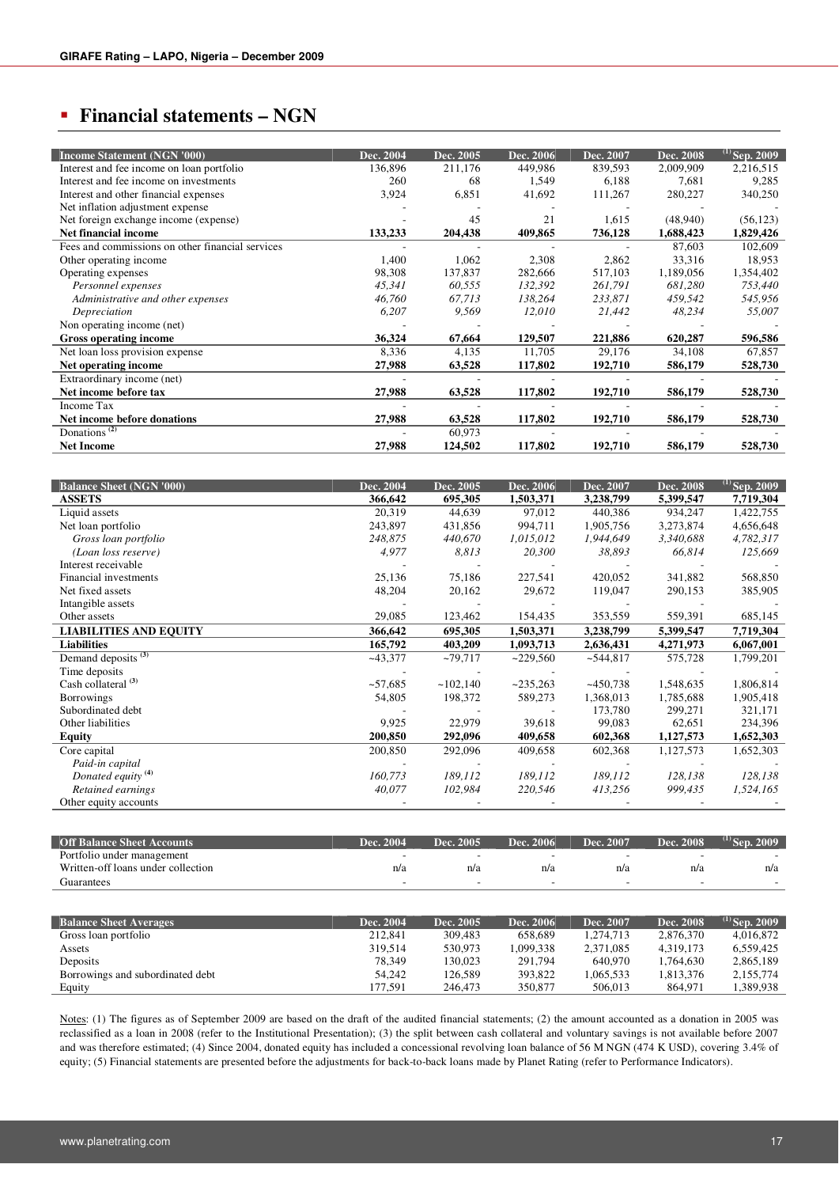## Financial statements – NGN

| Income Statement (NGN '000) | Dec. 2004 | Dec. 2005 | Dec. 2006 | Dec. 2007 | Dec. 2008 | (1) Sep. 2009 |
|---|---|---|---|---|---|---|
| Interest and fee income on loan portfolio | 136,896 | 211,176 | 449,986 | 839,593 | 2,009,909 | 2,216,515 |
| Interest and fee income on investments | 260 | 68 | 1,549 | 6,188 | 7,681 | 9,285 |
| Interest and other financial expenses | 3,924 | 6,851 | 41,692 | 111,267 | 280,227 | 340,250 |
| Net inflation adjustment expense | - | - | - | - | - | - |
| Net foreign exchange income (expense) | - | 45 | 21 | 1,615 | (48,940) | (56,123) |
| **Net financial income** | **133,233** | **204,438** | **409,865** | **736,128** | **1,688,423** | **1,829,426** |
| Fees and commissions on other financial services | - | - | - | - | 87,603 | 102,609 |
| Other operating income | 1,400 | 1,062 | 2,308 | 2,862 | 33,316 | 18,953 |
| Operating expenses | 98,308 | 137,837 | 282,666 | 517,103 | 1,189,056 | 1,354,402 |
| *Personnel expenses* | *45,341* | *60,555* | *132,392* | *261,791* | *681,280* | *753,440* |
| *Administrative and other expenses* | *46,760* | *67,713* | *138,264* | *233,871* | *459,542* | *545,956* |
| *Depreciation* | *6,207* | *9,569* | *12,010* | *21,442* | *48,234* | *55,007* |
| Non operating income (net) | - | - | - | - | - | - |
| **Gross operating income** | **36,324** | **67,664** | **129,507** | **221,886** | **620,287** | **596,586** |
| Net loan loss provision expense | 8,336 | 4,135 | 11,705 | 29,176 | 34,108 | 67,857 |
| **Net operating income** | **27,988** | **63,528** | **117,802** | **192,710** | **586,179** | **528,730** |
| Extraordinary income (net) | - | - | - | - | - | - |
| **Net income before tax** | **27,988** | **63,528** | **117,802** | **192,710** | **586,179** | **528,730** |
| Income Tax | - | - | - | - | - | - |
| **Net income before donations** | **27,988** | **63,528** | **117,802** | **192,710** | **586,179** | **528,730** |
| Donations (2) | - | 60,973 | - | - | - | - |
| **Net Income** | **27,988** | **124,502** | **117,802** | **192,710** | **586,179** | **528,730** |

| Balance Sheet (NGN '000) | Dec. 2004 | Dec. 2005 | Dec. 2006 | Dec. 2007 | Dec. 2008 | (1) Sep. 2009 |
|---|---|---|---|---|---|---|
| **ASSETS** | **366,642** | **695,305** | **1,503,371** | **3,238,799** | **5,399,547** | **7,719,304** |
| Liquid assets | 20,319 | 44,639 | 97,012 | 440,386 | 934,247 | 1,422,755 |
| Net loan portfolio | 243,897 | 431,856 | 994,711 | 1,905,756 | 3,273,874 | 4,656,648 |
| *Gross loan portfolio* | *248,875* | *440,670* | *1,015,012* | *1,944,649* | *3,340,688* | *4,782,317* |
| *(Loan loss reserve)* | *4,977* | *8,813* | *20,300* | *38,893* | *66,814* | *125,669* |
| Interest receivable | - | - | - | - | - | - |
| Financial investments | 25,136 | 75,186 | 227,541 | 420,052 | 341,882 | 568,850 |
| Net fixed assets | 48,204 | 20,162 | 29,672 | 119,047 | 290,153 | 385,905 |
| Intangible assets | - | - | - | - | - | - |
| Other assets | 29,085 | 123,462 | 154,435 | 353,559 | 559,391 | 685,145 |
| **LIABILITIES AND EQUITY** | **366,642** | **695,305** | **1,503,371** | **3,238,799** | **5,399,547** | **7,719,304** |
| **Liabilities** | **165,792** | **403,209** | **1,093,713** | **2,636,431** | **4,271,973** | **6,067,001** |
| Demand deposits (3) | ~43,377 | ~79,717 | ~229,560 | ~544,817 | 575,728 | 1,799,201 |
| Time deposits | - | - | - | - | - | - |
| Cash collateral (3) | ~57,685 | ~102,140 | ~235,263 | ~450,738 | 1,548,635 | 1,806,814 |
| Borrowings | 54,805 | 198,372 | 589,273 | 1,368,013 | 1,785,688 | 1,905,418 |
| Subordinated debt | - | - | - | 173,780 | 299,271 | 321,171 |
| Other liabilities | 9,925 | 22,979 | 39,618 | 99,083 | 62,651 | 234,396 |
| **Equity** | **200,850** | **292,096** | **409,658** | **602,368** | **1,127,573** | **1,652,303** |
| Core capital | 200,850 | 292,096 | 409,658 | 602,368 | 1,127,573 | 1,652,303 |
| *Paid-in capital* | - | - | - | - | - | - |
| *Donated equity (4)* | *160,773* | *189,112* | *189,112* | *189,112* | *128,138* | *128,138* |
| *Retained earnings* | *40,077* | *102,984* | *220,546* | *413,256* | *999,435* | *1,524,165* |
| Other equity accounts | - | - | - | - | - | - |

| Off Balance Sheet Accounts | Dec. 2004 | Dec. 2005 | Dec. 2006 | Dec. 2007 | Dec. 2008 | (1) Sep. 2009 |
|---|---|---|---|---|---|---|
| Portfolio under management | - | - | - | - | - | - |
| Written-off loans under collection | n/a | n/a | n/a | n/a | n/a | n/a |
| Guarantees | - | - | - | - | - | - |

| Balance Sheet Averages | Dec. 2004 | Dec. 2005 | Dec. 2006 | Dec. 2007 | Dec. 2008 | (1) Sep. 2009 |
|---|---|---|---|---|---|---|
| Gross loan portfolio | 212,841 | 309,483 | 658,689 | 1,274,713 | 2,876,370 | 4,016,872 |
| Assets | 319,514 | 530,973 | 1,099,338 | 2,371,085 | 4,319,173 | 6,559,425 |
| Deposits | 78,349 | 130,023 | 291,794 | 640,970 | 1,764,630 | 2,865,189 |
| Borrowings and subordinated debt | 54,242 | 126,589 | 393,822 | 1,065,533 | 1,813,376 | 2,155,774 |
| Equity | 177,591 | 246,473 | 350,877 | 506,013 | 864,971 | 1,389,938 |

Notes: (1) The figures as of September 2009 are based on the draft of the audited financial statements; (2) the amount accounted as a donation in 2005 was reclassified as a loan in 2008 (refer to the Institutional Presentation); (3) the split between cash collateral and voluntary savings is not available before 2007 and was therefore estimated; (4) Since 2004, donated equity has included a concessional revolving loan balance of 56 M NGN (474 K USD), covering 3.4% of equity; (5) Financial statements are presented before the adjustments for back-to-back loans made by Planet Rating (refer to Performance Indicators).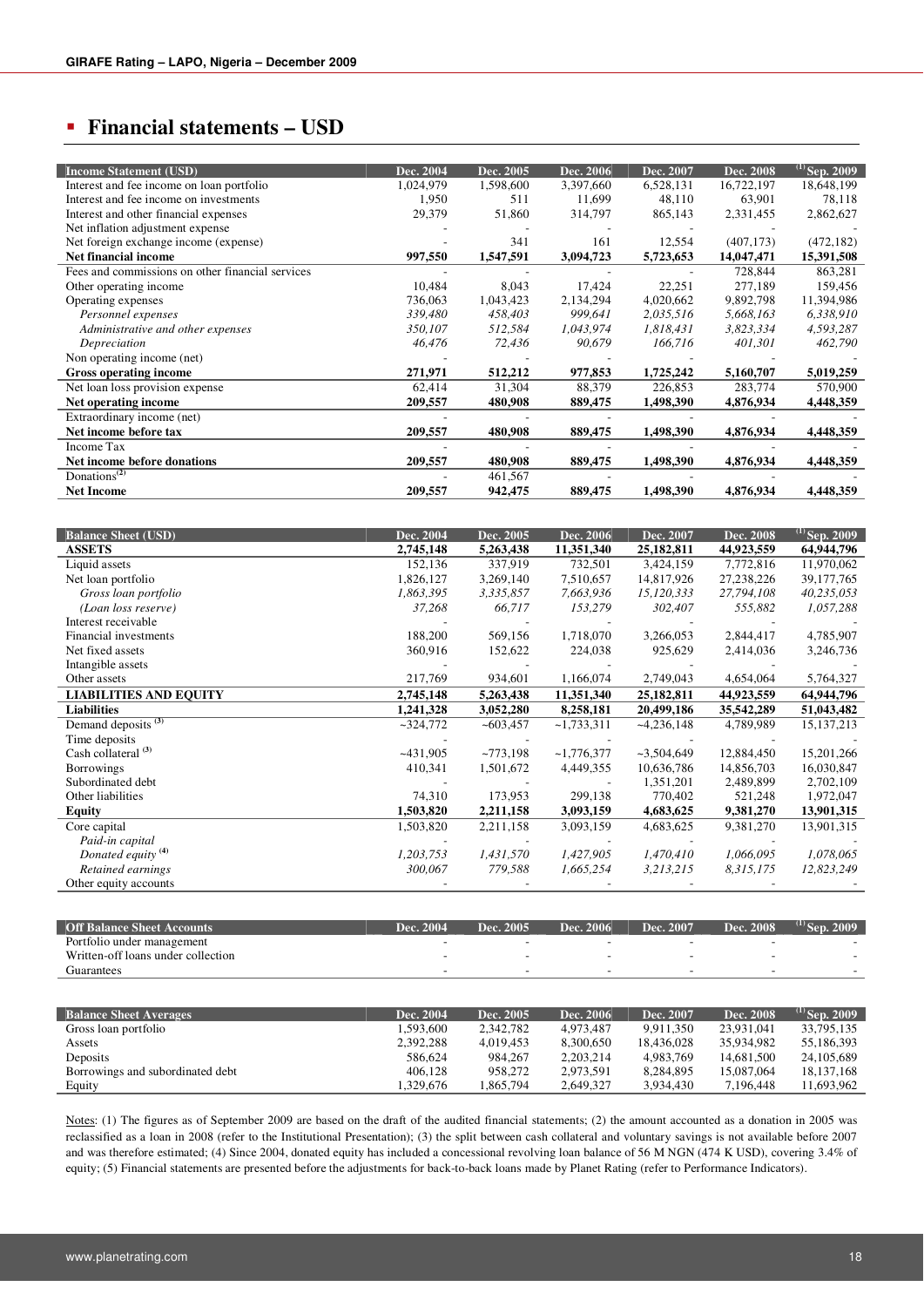## Financial statements – USD

| Income Statement (USD) | Dec. 2004 | Dec. 2005 | Dec. 2006 | Dec. 2007 | Dec. 2008 | (1) Sep. 2009 |
|---|---|---|---|---|---|---|
| Interest and fee income on loan portfolio | 1,024,979 | 1,598,600 | 3,397,660 | 6,528,131 | 16,722,197 | 18,648,199 |
| Interest and fee income on investments | 1,950 | 511 | 11,699 | 48,110 | 63,901 | 78,118 |
| Interest and other financial expenses | 29,379 | 51,860 | 314,797 | 865,143 | 2,331,455 | 2,862,627 |
| Net inflation adjustment expense | - | - | - | - | - | - |
| Net foreign exchange income (expense) | - | 341 | 161 | 12,554 | (407,173) | (472,182) |
| **Net financial income** | **997,550** | **1,547,591** | **3,094,723** | **5,723,653** | **14,047,471** | **15,391,508** |
| Fees and commissions on other financial services | - | - | - | - | 728,844 | 863,281 |
| Other operating income | 10,484 | 8,043 | 17,424 | 22,251 | 277,189 | 159,456 |
| Operating expenses | 736,063 | 1,043,423 | 2,134,294 | 4,020,662 | 9,892,798 | 11,394,986 |
| *Personnel expenses* | *339,480* | *458,403* | *999,641* | *2,035,516* | *5,668,163* | *6,338,910* |
| *Administrative and other expenses* | *350,107* | *512,584* | *1,043,974* | *1,818,431* | *3,823,334* | *4,593,287* |
| *Depreciation* | *46,476* | *72,436* | *90,679* | *166,716* | *401,301* | *462,790* |
| Non operating income (net) | - | - | - | - | - | - |
| **Gross operating income** | **271,971** | **512,212** | **977,853** | **1,725,242** | **5,160,707** | **5,019,259** |
| Net loan loss provision expense | 62,414 | 31,304 | 88,379 | 226,853 | 283,774 | 570,900 |
| **Net operating income** | **209,557** | **480,908** | **889,475** | **1,498,390** | **4,876,934** | **4,448,359** |
| Extraordinary income (net) | - | - | - | - | - | - |
| **Net income before tax** | **209,557** | **480,908** | **889,475** | **1,498,390** | **4,876,934** | **4,448,359** |
| Income Tax | - | - | - | - | - | - |
| **Net income before donations** | **209,557** | **480,908** | **889,475** | **1,498,390** | **4,876,934** | **4,448,359** |
| Donations (2) | - | 461,567 | - | - | - | - |
| **Net Income** | **209,557** | **942,475** | **889,475** | **1,498,390** | **4,876,934** | **4,448,359** |

| Balance Sheet (USD) | Dec. 2004 | Dec. 2005 | Dec. 2006 | Dec. 2007 | Dec. 2008 | (1) Sep. 2009 |
|---|---|---|---|---|---|---|
| **ASSETS** | **2,745,148** | **5,263,438** | **11,351,340** | **25,182,811** | **44,923,559** | **64,944,796** |
| Liquid assets | 152,136 | 337,919 | 732,501 | 3,424,159 | 7,772,816 | 11,970,062 |
| Net loan portfolio | 1,826,127 | 3,269,140 | 7,510,657 | 14,817,926 | 27,238,226 | 39,177,765 |
| *Gross loan portfolio* | *1,863,395* | *3,335,857* | *7,663,936* | *15,120,333* | *27,794,108* | *40,235,053* |
| *(Loan loss reserve)* | *37,268* | *66,717* | *153,279* | *302,407* | *555,882* | *1,057,288* |
| Interest receivable | - | - | - | - | - | - |
| Financial investments | 188,200 | 569,156 | 1,718,070 | 3,266,053 | 2,844,417 | 4,785,907 |
| Net fixed assets | 360,916 | 152,622 | 224,038 | 925,629 | 2,414,036 | 3,246,736 |
| Intangible assets | - | - | - | - | - | - |
| Other assets | 217,769 | 934,601 | 1,166,074 | 2,749,043 | 4,654,064 | 5,764,327 |
| **LIABILITIES AND EQUITY** | **2,745,148** | **5,263,438** | **11,351,340** | **25,182,811** | **44,923,559** | **64,944,796** |
| **Liabilities** | **1,241,328** | **3,052,280** | **8,258,181** | **20,499,186** | **35,542,289** | **51,043,482** |
| Demand deposits (3) | ~324,772 | ~603,457 | ~1,733,311 | ~4,236,148 | 4,789,989 | 15,137,213 |
| Time deposits | - | - | - | - | - | - |
| Cash collateral (3) | ~431,905 | ~773,198 | ~1,776,377 | ~3,504,649 | 12,884,450 | 15,201,266 |
| Borrowings | 410,341 | 1,501,672 | 4,449,355 | 10,636,786 | 14,856,703 | 16,030,847 |
| Subordinated debt | - | - | - | 1,351,201 | 2,489,899 | 2,702,109 |
| Other liabilities | 74,310 | 173,953 | 299,138 | 770,402 | 521,248 | 1,972,047 |
| **Equity** | **1,503,820** | **2,211,158** | **3,093,159** | **4,683,625** | **9,381,270** | **13,901,315** |
| Core capital | 1,503,820 | 2,211,158 | 3,093,159 | 4,683,625 | 9,381,270 | 13,901,315 |
| *Paid-in capital* | - | - | - | - | - | - |
| *Donated equity (4)* | *1,203,753* | *1,431,570* | *1,427,905* | *1,470,410* | *1,066,095* | *1,078,065* |
| *Retained earnings* | *300,067* | *779,588* | *1,665,254* | *3,213,215* | *8,315,175* | *12,823,249* |
| Other equity accounts | - | - | - | - | - | - |

| Off Balance Sheet Accounts | Dec. 2004 | Dec. 2005 | Dec. 2006 | Dec. 2007 | Dec. 2008 | (1) Sep. 2009 |
|---|---|---|---|---|---|---|
| Portfolio under management | - | - | - | - | - | - |
| Written-off loans under collection | - | - | - | - | - | - |
| Guarantees | - | - | - | - | - | - |

| Balance Sheet Averages | Dec. 2004 | Dec. 2005 | Dec. 2006 | Dec. 2007 | Dec. 2008 | (1) Sep. 2009 |
|---|---|---|---|---|---|---|
| Gross loan portfolio | 1,593,600 | 2,342,782 | 4,973,487 | 9,911,350 | 23,931,041 | 33,795,135 |
| Assets | 2,392,288 | 4,019,453 | 8,300,650 | 18,436,028 | 35,934,982 | 55,186,393 |
| Deposits | 586,624 | 984,267 | 2,203,214 | 4,983,769 | 14,681,500 | 24,105,689 |
| Borrowings and subordinated debt | 406,128 | 958,272 | 2,973,591 | 8,284,895 | 15,087,064 | 18,137,168 |
| Equity | 1,329,676 | 1,865,794 | 2,649,327 | 3,934,430 | 7,196,448 | 11,693,962 |

Notes: (1) The figures as of September 2009 are based on the draft of the audited financial statements; (2) the amount accounted as a donation in 2005 was reclassified as a loan in 2008 (refer to the Institutional Presentation); (3) the split between cash collateral and voluntary savings is not available before 2007 and was therefore estimated; (4) Since 2004, donated equity has included a concessional revolving loan balance of 56 M NGN (474 K USD), covering 3.4% of equity; (5) Financial statements are presented before the adjustments for back-to-back loans made by Planet Rating (refer to Performance Indicators).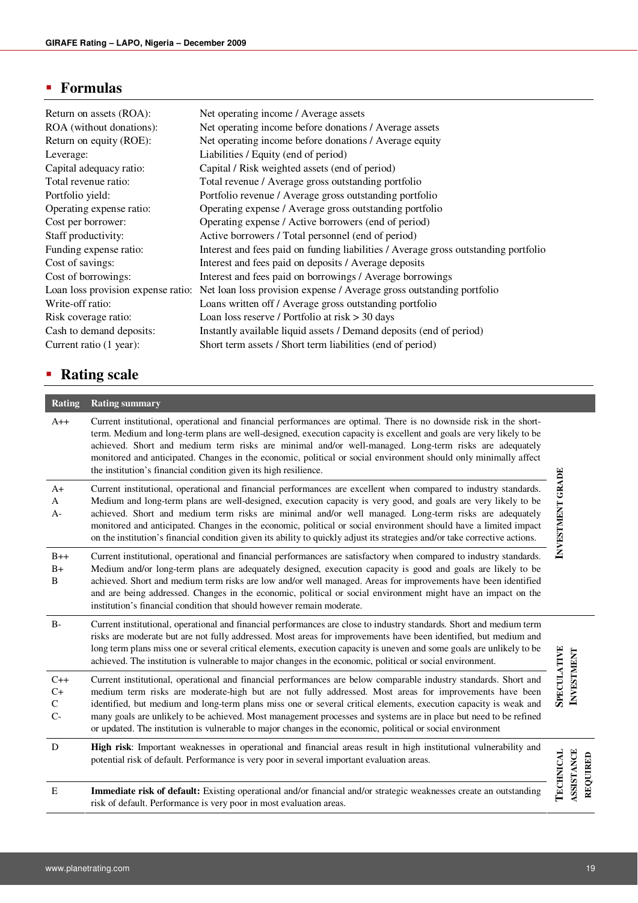## Formulas

| | |
|---|---|
| Return on assets (ROA): | Net operating income / Average assets |
| ROA (without donations): | Net operating income before donations / Average assets |
| Return on equity (ROE): | Net operating income before donations / Average equity |
| Leverage: | Liabilities / Equity (end of period) |
| Capital adequacy ratio: | Capital / Risk weighted assets (end of period) |
| Total revenue ratio: | Total revenue / Average gross outstanding portfolio |
| Portfolio yield: | Portfolio revenue / Average gross outstanding portfolio |
| Operating expense ratio: | Operating expense / Average gross outstanding portfolio |
| Cost per borrower: | Operating expense / Active borrowers (end of period) |
| Staff productivity: | Active borrowers / Total personnel (end of period) |
| Funding expense ratio: | Interest and fees paid on funding liabilities / Average gross outstanding portfolio |
| Cost of savings: | Interest and fees paid on deposits / Average deposits |
| Cost of borrowings: | Interest and fees paid on borrowings / Average borrowings |
| Loan loss provision expense ratio: | Net loan loss provision expense / Average gross outstanding portfolio |
| Write-off ratio: | Loans written off / Average gross outstanding portfolio |
| Risk coverage ratio: | Loan loss reserve / Portfolio at risk > 30 days |
| Cash to demand deposits: | Instantly available liquid assets / Demand deposits (end of period) |
| Current ratio (1 year): | Short term assets / Short term liabilities (end of period) |

## Rating scale

| Rating | Rating summary | |
|---|---|---|
| A++ | Current institutional, operational and financial performances are optimal. There is no downside risk in the short-term. Medium and long-term plans are well-designed, execution capacity is excellent and goals are very likely to be achieved. Short and medium term risks are minimal and/or well-managed. Long-term risks are adequately monitored and anticipated. Changes in the economic, political or social environment should only minimally affect the institution's financial condition given its high resilience. | INVESTMENT GRADE |
| A+<br>A<br>A- | Current institutional, operational and financial performances are excellent when compared to industry standards. Medium and long-term plans are well-designed, execution capacity is very good, and goals are very likely to be achieved. Short and medium term risks are minimal and/or well managed. Long-term risks are adequately monitored and anticipated. Changes in the economic, political or social environment should have a limited impact on the institution's financial condition given its ability to quickly adjust its strategies and/or take corrective actions. | INVESTMENT GRADE |
| B++<br>B+<br>B | Current institutional, operational and financial performances are satisfactory when compared to industry standards. Medium and/or long-term plans are adequately designed, execution capacity is good and goals are likely to be achieved. Short and medium term risks are low and/or well managed. Areas for improvements have been identified and are being addressed. Changes in the economic, political or social environment might have an impact on the institution's financial condition that should however remain moderate. | INVESTMENT GRADE |
| B- | Current institutional, operational and financial performances are close to industry standards. Short and medium term risks are moderate but are not fully addressed. Most areas for improvements have been identified, but medium and long term plans miss one or several critical elements, execution capacity is uneven and some goals are unlikely to be achieved. The institution is vulnerable to major changes in the economic, political or social environment. | SPECULATIVE INVESTMENT |
| C++<br>C+<br>C<br>C- | Current institutional, operational and financial performances are below comparable industry standards. Short and medium term risks are moderate-high but are not fully addressed. Most areas for improvements have been identified, but medium and long-term plans miss one or several critical elements, execution capacity is weak and many goals are unlikely to be achieved. Most management processes and systems are in place but need to be refined or updated. The institution is vulnerable to major changes in the economic, political or social environment | SPECULATIVE INVESTMENT |
| D | **High risk**: Important weaknesses in operational and financial areas result in high institutional vulnerability and potential risk of default. Performance is very poor in several important evaluation areas. | TECHNICAL ASSISTANCE REQUIRED |
| E | **Immediate risk of default:** Existing operational and/or financial and/or strategic weaknesses create an outstanding risk of default. Performance is very poor in most evaluation areas. | TECHNICAL ASSISTANCE REQUIRED |